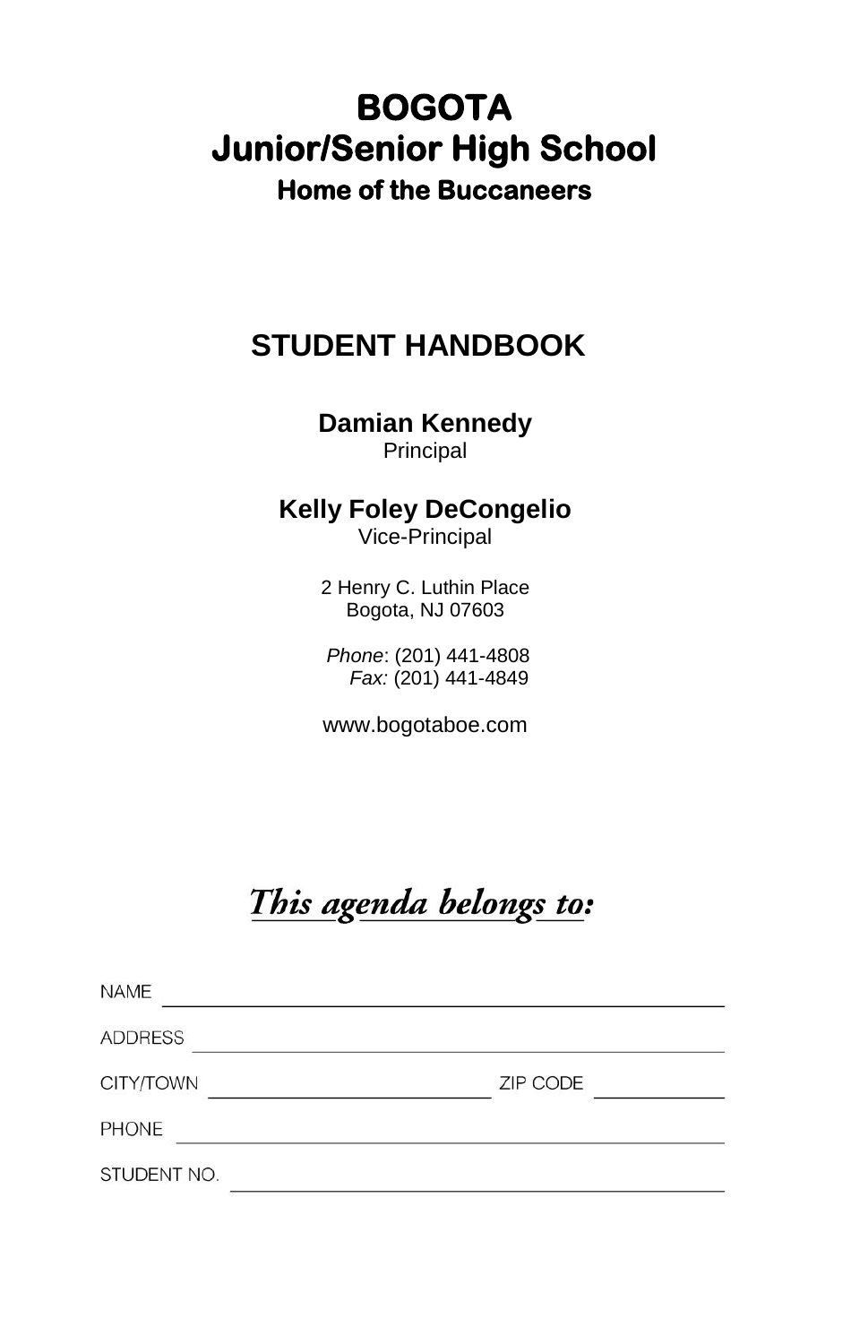# BOGOTA
# Junior/Senior High School
### Home of the Buccaneers

## STUDENT HANDBOOK

**Damian Kennedy**
Principal

**Kelly Foley DeCongelio**
Vice-Principal

2 Henry C. Luthin Place
Bogota, NJ 07603

*Phone*: (201) 441-4808
*Fax:* (201) 441-4849

www.bogotaboe.com

***This agenda belongs to:***

NAME ______________________________

ADDRESS ______________________________

CITY/TOWN ________________ ZIP CODE ________

PHONE ______________________________

STUDENT NO. ______________________________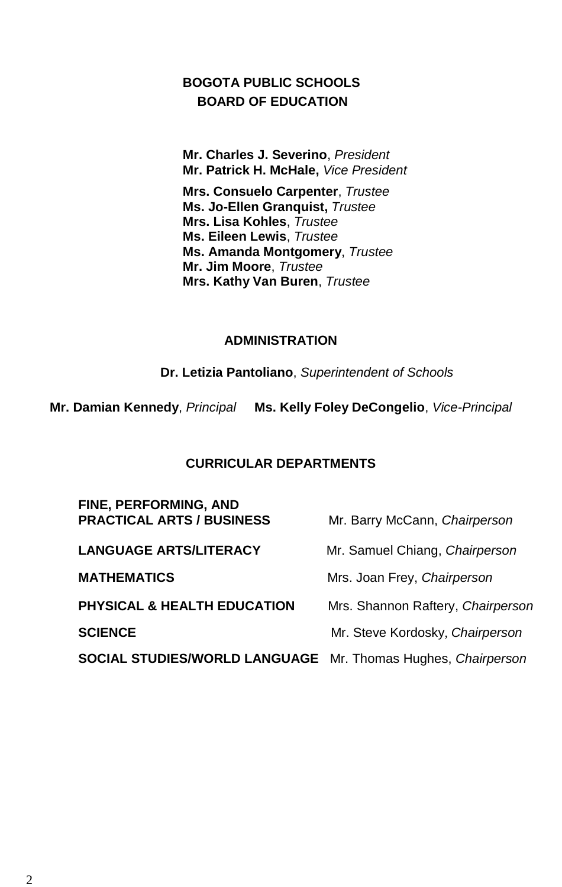## BOGOTA PUBLIC SCHOOLS
## BOARD OF EDUCATION

**Mr. Charles J. Severino**, *President*
**Mr. Patrick H. McHale,** *Vice President*

**Mrs. Consuelo Carpenter**, *Trustee*
**Ms. Jo-Ellen Granquist,** *Trustee*
**Mrs. Lisa Kohles**, *Trustee*
**Ms. Eileen Lewis**, *Trustee*
**Ms. Amanda Montgomery**, *Trustee*
**Mr. Jim Moore**, *Trustee*
**Mrs. Kathy Van Buren**, *Trustee*

## ADMINISTRATION

**Dr. Letizia Pantoliano**, *Superintendent of Schools*

**Mr. Damian Kennedy**, *Principal* **Ms. Kelly Foley DeCongelio**, *Vice-Principal*

## CURRICULAR DEPARTMENTS

| | |
|---|---|
| **FINE, PERFORMING, AND PRACTICAL ARTS / BUSINESS** | Mr. Barry McCann, *Chairperson* |
| **LANGUAGE ARTS/LITERACY** | Mr. Samuel Chiang, *Chairperson* |
| **MATHEMATICS** | Mrs. Joan Frey, *Chairperson* |
| **PHYSICAL & HEALTH EDUCATION** | Mrs. Shannon Raftery, *Chairperson* |
| **SCIENCE** | Mr. Steve Kordosky, *Chairperson* |
| **SOCIAL STUDIES/WORLD LANGUAGE** | Mr. Thomas Hughes, *Chairperson* |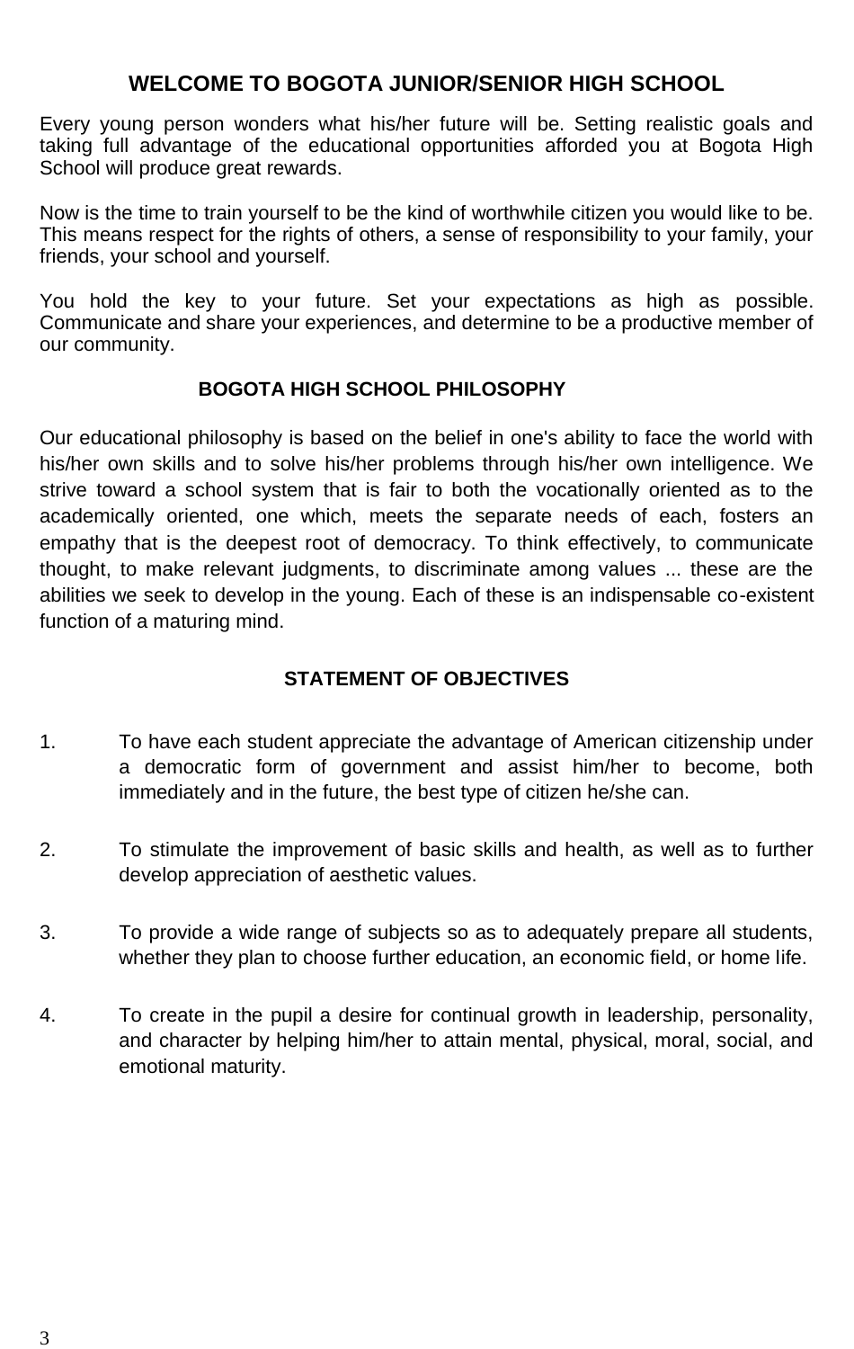# WELCOME TO BOGOTA JUNIOR/SENIOR HIGH SCHOOL

Every young person wonders what his/her future will be. Setting realistic goals and taking full advantage of the educational opportunities afforded you at Bogota High School will produce great rewards.

Now is the time to train yourself to be the kind of worthwhile citizen you would like to be. This means respect for the rights of others, a sense of responsibility to your family, your friends, your school and yourself.

You hold the key to your future. Set your expectations as high as possible. Communicate and share your experiences, and determine to be a productive member of our community.

## BOGOTA HIGH SCHOOL PHILOSOPHY

Our educational philosophy is based on the belief in one's ability to face the world with his/her own skills and to solve his/her problems through his/her own intelligence. We strive toward a school system that is fair to both the vocationally oriented as to the academically oriented, one which, meets the separate needs of each, fosters an empathy that is the deepest root of democracy. To think effectively, to communicate thought, to make relevant judgments, to discriminate among values ... these are the abilities we seek to develop in the young. Each of these is an indispensable co-existent function of a maturing mind.

## STATEMENT OF OBJECTIVES

1. To have each student appreciate the advantage of American citizenship under a democratic form of government and assist him/her to become, both immediately and in the future, the best type of citizen he/she can.

2. To stimulate the improvement of basic skills and health, as well as to further develop appreciation of aesthetic values.

3. To provide a wide range of subjects so as to adequately prepare all students, whether they plan to choose further education, an economic field, or home life.

4. To create in the pupil a desire for continual growth in leadership, personality, and character by helping him/her to attain mental, physical, moral, social, and emotional maturity.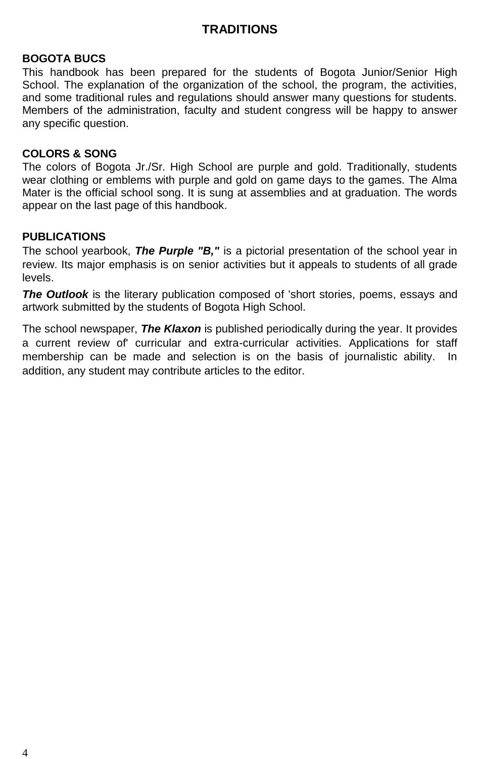# TRADITIONS

## BOGOTA BUCS

This handbook has been prepared for the students of Bogota Junior/Senior High School. The explanation of the organization of the school, the program, the activities, and some traditional rules and regulations should answer many questions for students. Members of the administration, faculty and student congress will be happy to answer any specific question.

## COLORS & SONG

The colors of Bogota Jr./Sr. High School are purple and gold. Traditionally, students wear clothing or emblems with purple and gold on game days to the games. The Alma Mater is the official school song. It is sung at assemblies and at graduation. The words appear on the last page of this handbook.

## PUBLICATIONS

The school yearbook, ***The Purple "B,"*** is a pictorial presentation of the school year in review. Its major emphasis is on senior activities but it appeals to students of all grade levels.

***The Outlook*** is the literary publication composed of 'short stories, poems, essays and artwork submitted by the students of Bogota High School.

The school newspaper, ***The Klaxon*** is published periodically during the year. It provides a current review of' curricular and extra-curricular activities. Applications for staff membership can be made and selection is on the basis of journalistic ability. In addition, any student may contribute articles to the editor.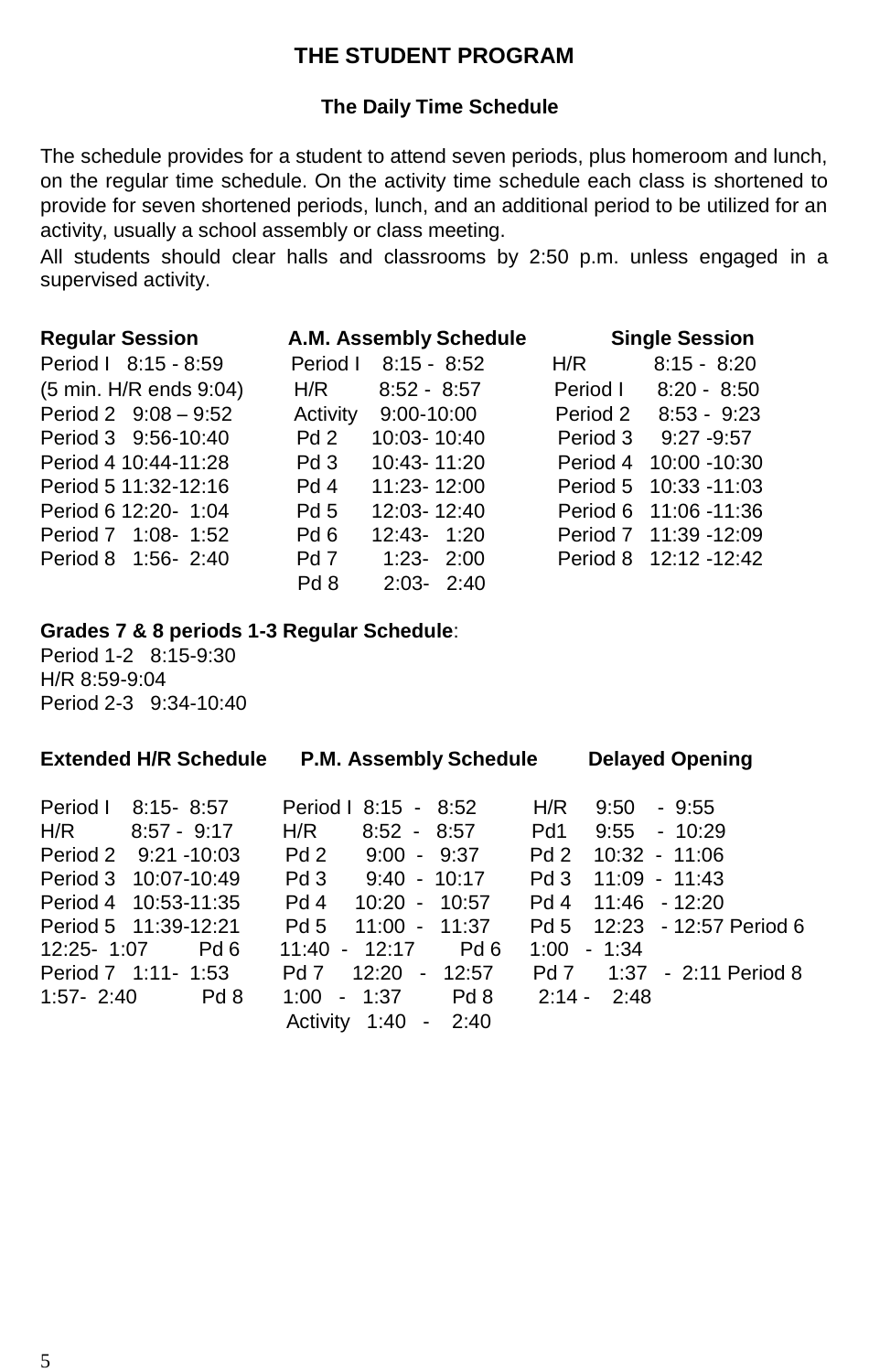## THE STUDENT PROGRAM

### The Daily Time Schedule

The schedule provides for a student to attend seven periods, plus homeroom and lunch, on the regular time schedule. On the activity time schedule each class is shortened to provide for seven shortened periods, lunch, and an additional period to be utilized for an activity, usually a school assembly or class meeting.

All students should clear halls and classrooms by 2:50 p.m. unless engaged in a supervised activity.

| Regular Session | A.M. Assembly Schedule | Single Session |
|---|---|---|
| Period I 8:15 - 8:59 | Period I 8:15 - 8:52 | H/R 8:15 - 8:20 |
| (5 min. H/R ends 9:04) | H/R 8:52 - 8:57 | Period I 8:20 - 8:50 |
| Period 2 9:08 – 9:52 | Activity 9:00-10:00 | Period 2 8:53 - 9:23 |
| Period 3 9:56-10:40 | Pd 2 10:03- 10:40 | Period 3 9:27 -9:57 |
| Period 4 10:44-11:28 | Pd 3 10:43- 11:20 | Period 4 10:00 -10:30 |
| Period 5 11:32-12:16 | Pd 4 11:23- 12:00 | Period 5 10:33 -11:03 |
| Period 6 12:20- 1:04 | Pd 5 12:03- 12:40 | Period 6 11:06 -11:36 |
| Period 7 1:08- 1:52 | Pd 6 12:43- 1:20 | Period 7 11:39 -12:09 |
| Period 8 1:56- 2:40 | Pd 7 1:23- 2:00 | Period 8 12:12 -12:42 |
| | Pd 8 2:03- 2:40 | |

**Grades 7 & 8 periods 1-3 Regular Schedule**:
Period 1-2 8:15-9:30
H/R 8:59-9:04
Period 2-3 9:34-10:40

| Extended H/R Schedule | P.M. Assembly Schedule | Delayed Opening |
|---|---|---|
| Period I 8:15- 8:57 | Period I 8:15 - 8:52 | H/R 9:50 - 9:55 |
| H/R 8:57 - 9:17 | H/R 8:52 - 8:57 | Pd1 9:55 - 10:29 |
| Period 2 9:21 -10:03 | Pd 2 9:00 - 9:37 | Pd 2 10:32 - 11:06 |
| Period 3 10:07-10:49 | Pd 3 9:40 - 10:17 | Pd 3 11:09 - 11:43 |
| Period 4 10:53-11:35 | Pd 4 10:20 - 10:57 | Pd 4 11:46 - 12:20 |
| Period 5 11:39-12:21 | Pd 5 11:00 - 11:37 | Pd 5 12:23 - 12:57 |
| Period 6 12:25- 1:07 | Pd 6 11:40 - 12:17 | Pd 6 1:00 - 1:34 |
| Period 7 1:11- 1:53 | Pd 7 12:20 - 12:57 | Pd 7 1:37 - 2:11 |
| Period 8 1:57- 2:40 | Pd 8 1:00 - 1:37 | Pd 8 2:14 - 2:48 |
| | Activity 1:40 - 2:40 | |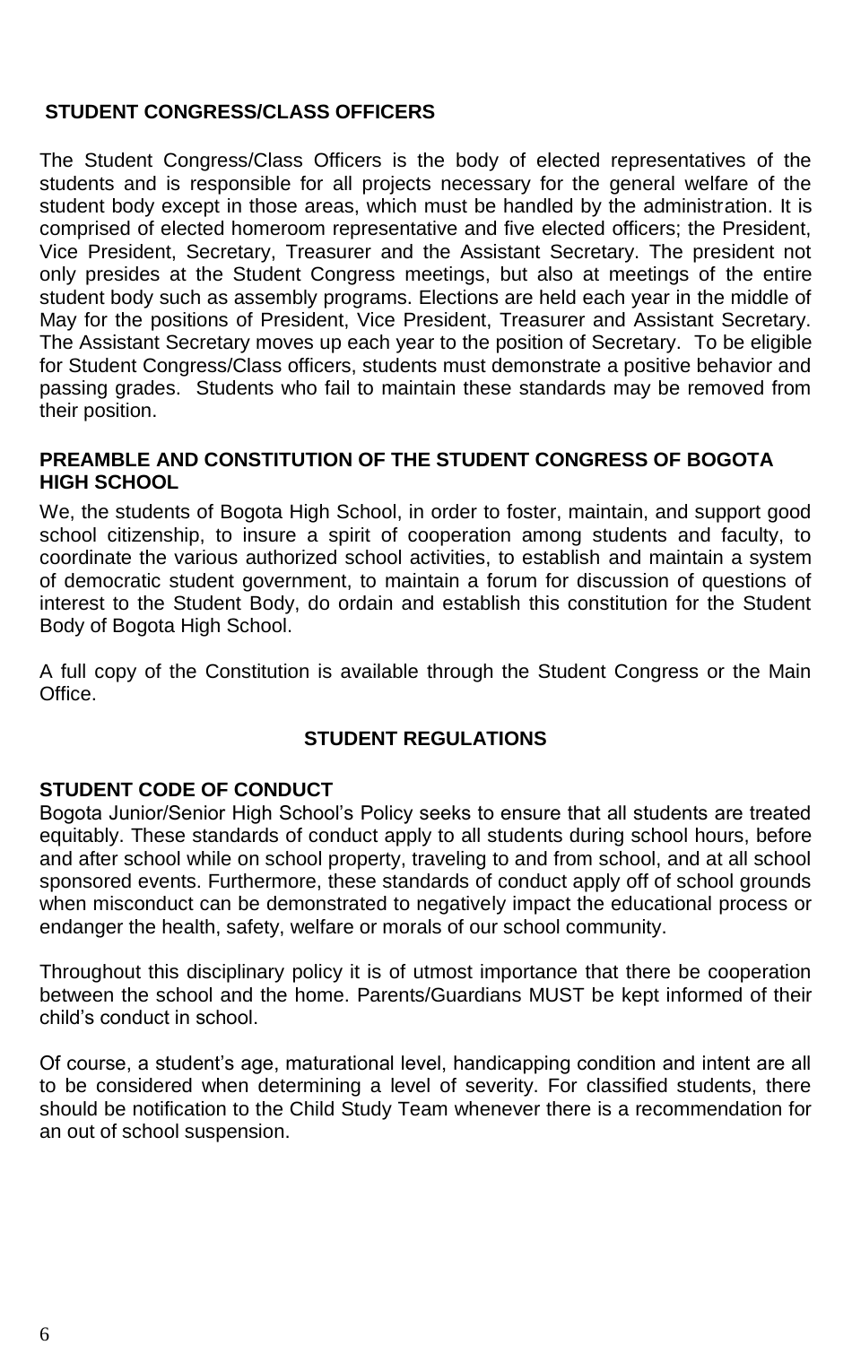## STUDENT CONGRESS/CLASS OFFICERS

The Student Congress/Class Officers is the body of elected representatives of the students and is responsible for all projects necessary for the general welfare of the student body except in those areas, which must be handled by the administration. It is comprised of elected homeroom representative and five elected officers; the President, Vice President, Secretary, Treasurer and the Assistant Secretary. The president not only presides at the Student Congress meetings, but also at meetings of the entire student body such as assembly programs. Elections are held each year in the middle of May for the positions of President, Vice President, Treasurer and Assistant Secretary. The Assistant Secretary moves up each year to the position of Secretary. To be eligible for Student Congress/Class officers, students must demonstrate a positive behavior and passing grades. Students who fail to maintain these standards may be removed from their position.

## PREAMBLE AND CONSTITUTION OF THE STUDENT CONGRESS OF BOGOTA HIGH SCHOOL

We, the students of Bogota High School, in order to foster, maintain, and support good school citizenship, to insure a spirit of cooperation among students and faculty, to coordinate the various authorized school activities, to establish and maintain a system of democratic student government, to maintain a forum for discussion of questions of interest to the Student Body, do ordain and establish this constitution for the Student Body of Bogota High School.

A full copy of the Constitution is available through the Student Congress or the Main Office.

# STUDENT REGULATIONS

## STUDENT CODE OF CONDUCT

Bogota Junior/Senior High School's Policy seeks to ensure that all students are treated equitably. These standards of conduct apply to all students during school hours, before and after school while on school property, traveling to and from school, and at all school sponsored events. Furthermore, these standards of conduct apply off of school grounds when misconduct can be demonstrated to negatively impact the educational process or endanger the health, safety, welfare or morals of our school community.

Throughout this disciplinary policy it is of utmost importance that there be cooperation between the school and the home. Parents/Guardians MUST be kept informed of their child's conduct in school.

Of course, a student's age, maturational level, handicapping condition and intent are all to be considered when determining a level of severity. For classified students, there should be notification to the Child Study Team whenever there is a recommendation for an out of school suspension.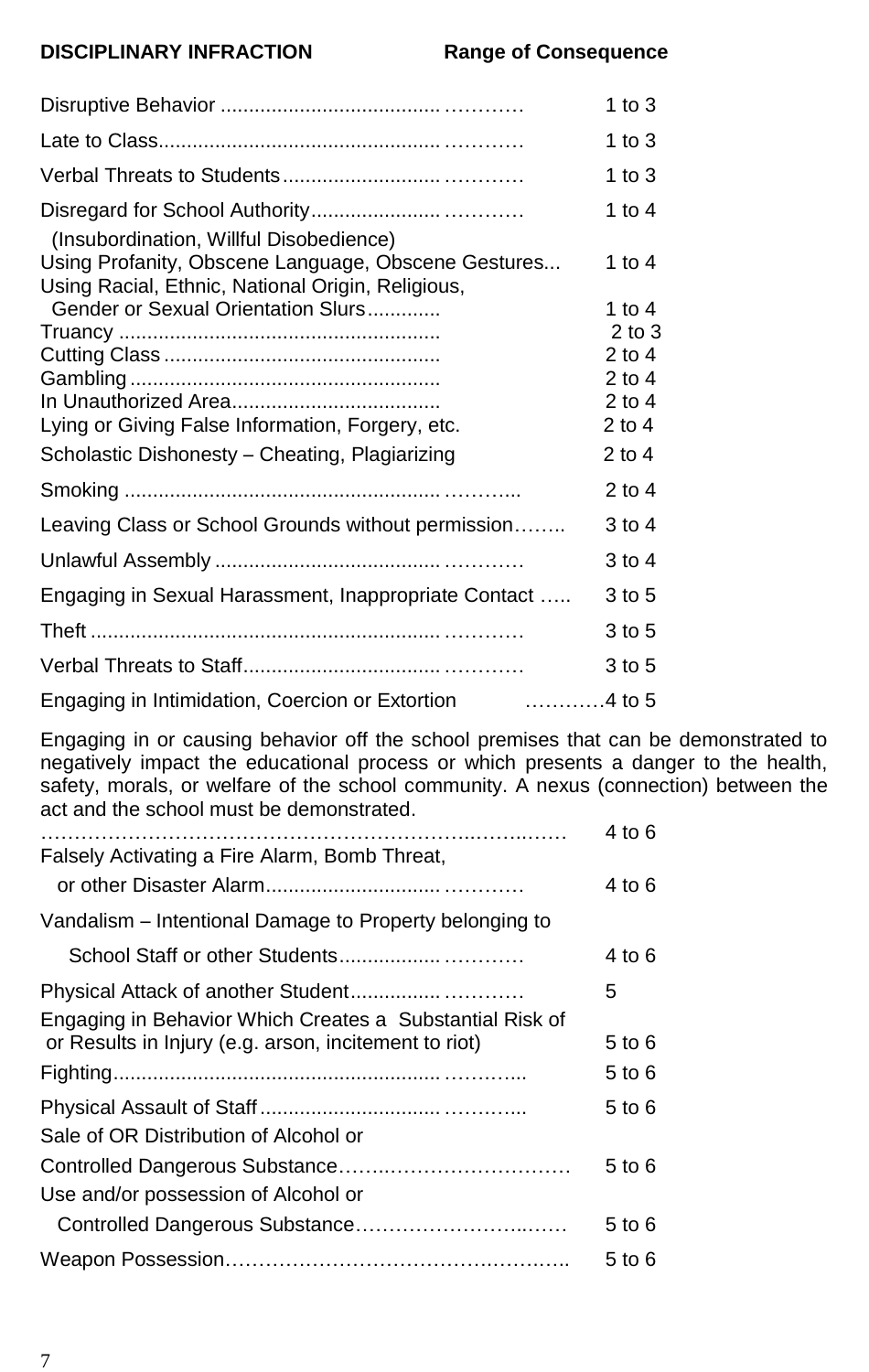| DISCIPLINARY INFRACTION | Range of Consequence |
| --- | --- |
| Disruptive Behavior | 1 to 3 |
| Late to Class | 1 to 3 |
| Verbal Threats to Students | 1 to 3 |
| Disregard for School Authority (Insubordination, Willful Disobedience) | 1 to 4 |
| Using Profanity, Obscene Language, Obscene Gestures | 1 to 4 |
| Using Racial, Ethnic, National Origin, Religious, Gender or Sexual Orientation Slurs | 1 to 4 |
| Truancy | 2 to 3 |
| Cutting Class | 2 to 4 |
| Gambling | 2 to 4 |
| In Unauthorized Area | 2 to 4 |
| Lying or Giving False Information, Forgery, etc. | 2 to 4 |
| Scholastic Dishonesty – Cheating, Plagiarizing | 2 to 4 |
| Smoking | 2 to 4 |
| Leaving Class or School Grounds without permission | 3 to 4 |
| Unlawful Assembly | 3 to 4 |
| Engaging in Sexual Harassment, Inappropriate Contact | 3 to 5 |
| Theft | 3 to 5 |
| Verbal Threats to Staff | 3 to 5 |
| Engaging in Intimidation, Coercion or Extortion | 4 to 5 |
| Engaging in or causing behavior off the school premises that can be demonstrated to negatively impact the educational process or which presents a danger to the health, safety, morals, or welfare of the school community. A nexus (connection) between the act and the school must be demonstrated. | 4 to 6 |
| Falsely Activating a Fire Alarm, Bomb Threat, or other Disaster Alarm | 4 to 6 |
| Vandalism – Intentional Damage to Property belonging to School Staff or other Students | 4 to 6 |
| Physical Attack of another Student | 5 |
| Engaging in Behavior Which Creates a Substantial Risk of or Results in Injury (e.g. arson, incitement to riot) | 5 to 6 |
| Fighting | 5 to 6 |
| Physical Assault of Staff | 5 to 6 |
| Sale of OR Distribution of Alcohol or Controlled Dangerous Substance | 5 to 6 |
| Use and/or possession of Alcohol or Controlled Dangerous Substance | 5 to 6 |
| Weapon Possession | 5 to 6 |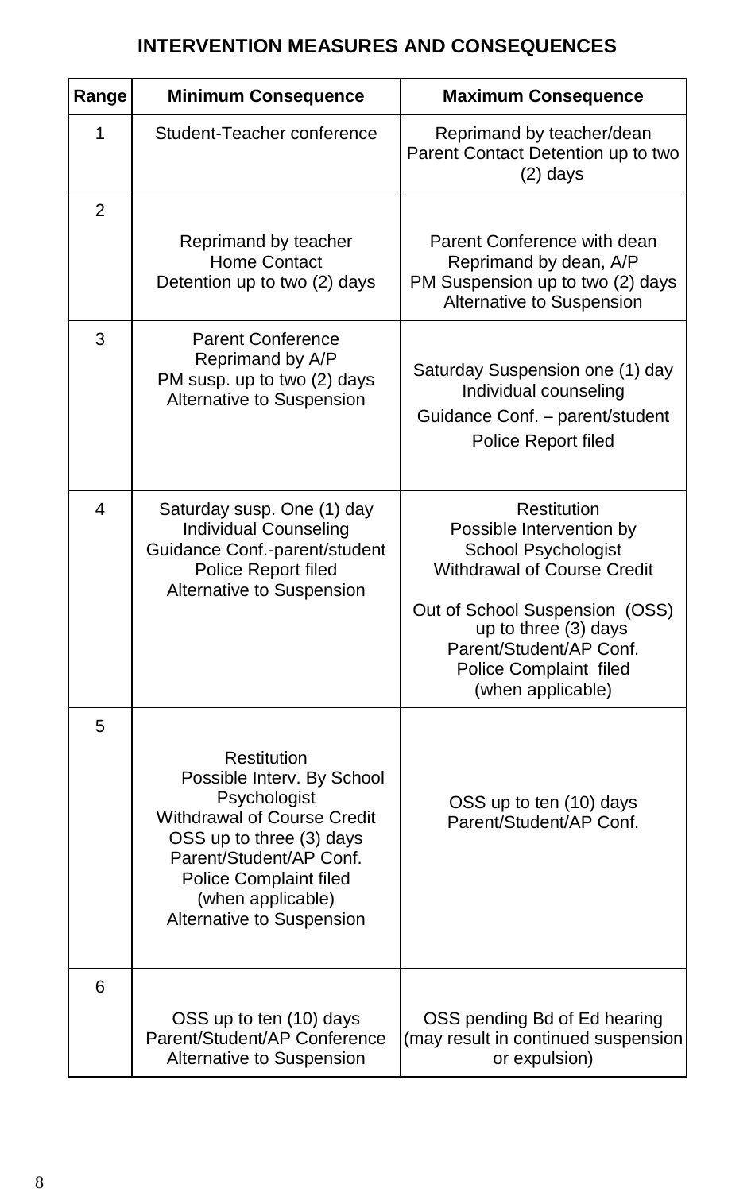## INTERVENTION MEASURES AND CONSEQUENCES

| Range | Minimum Consequence | Maximum Consequence |
|---|---|---|
| 1 | Student-Teacher conference | Reprimand by teacher/dean<br>Parent Contact Detention up to two (2) days |
| 2 | Reprimand by teacher<br>Home Contact<br>Detention up to two (2) days | Parent Conference with dean<br>Reprimand by dean, A/P<br>PM Suspension up to two (2) days<br>Alternative to Suspension |
| 3 | Parent Conference<br>Reprimand by A/P<br>PM susp. up to two (2) days<br>Alternative to Suspension | Saturday Suspension one (1) day<br>Individual counseling<br>Guidance Conf. – parent/student<br>Police Report filed |
| 4 | Saturday susp. One (1) day<br>Individual Counseling<br>Guidance Conf.-parent/student<br>Police Report filed<br>Alternative to Suspension | Restitution<br>Possible Intervention by School Psychologist<br>Withdrawal of Course Credit<br><br>Out of School Suspension (OSS) up to three (3) days<br>Parent/Student/AP Conf.<br>Police Complaint filed<br>(when applicable) |
| 5 | Restitution<br>Possible Interv. By School Psychologist<br>Withdrawal of Course Credit<br>OSS up to three (3) days<br>Parent/Student/AP Conf.<br>Police Complaint filed<br>(when applicable)<br>Alternative to Suspension | OSS up to ten (10) days<br>Parent/Student/AP Conf. |
| 6 | OSS up to ten (10) days<br>Parent/Student/AP Conference<br>Alternative to Suspension | OSS pending Bd of Ed hearing<br>(may result in continued suspension or expulsion) |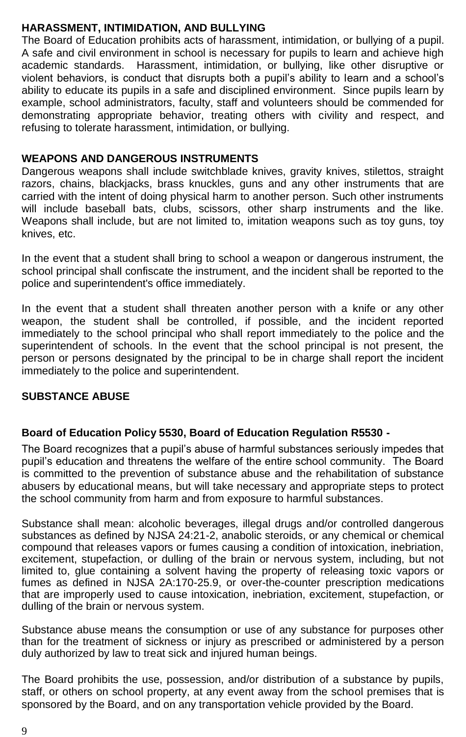## HARASSMENT, INTIMIDATION, AND BULLYING

The Board of Education prohibits acts of harassment, intimidation, or bullying of a pupil. A safe and civil environment in school is necessary for pupils to learn and achieve high academic standards. Harassment, intimidation, or bullying, like other disruptive or violent behaviors, is conduct that disrupts both a pupil's ability to learn and a school's ability to educate its pupils in a safe and disciplined environment. Since pupils learn by example, school administrators, faculty, staff and volunteers should be commended for demonstrating appropriate behavior, treating others with civility and respect, and refusing to tolerate harassment, intimidation, or bullying.

## WEAPONS AND DANGEROUS INSTRUMENTS

Dangerous weapons shall include switchblade knives, gravity knives, stilettos, straight razors, chains, blackjacks, brass knuckles, guns and any other instruments that are carried with the intent of doing physical harm to another person. Such other instruments will include baseball bats, clubs, scissors, other sharp instruments and the like. Weapons shall include, but are not limited to, imitation weapons such as toy guns, toy knives, etc.

In the event that a student shall bring to school a weapon or dangerous instrument, the school principal shall confiscate the instrument, and the incident shall be reported to the police and superintendent's office immediately.

In the event that a student shall threaten another person with a knife or any other weapon, the student shall be controlled, if possible, and the incident reported immediately to the school principal who shall report immediately to the police and the superintendent of schools. In the event that the school principal is not present, the person or persons designated by the principal to be in charge shall report the incident immediately to the police and superintendent.

## SUBSTANCE ABUSE

**Board of Education Policy 5530, Board of Education Regulation R5530 -**

The Board recognizes that a pupil's abuse of harmful substances seriously impedes that pupil's education and threatens the welfare of the entire school community. The Board is committed to the prevention of substance abuse and the rehabilitation of substance abusers by educational means, but will take necessary and appropriate steps to protect the school community from harm and from exposure to harmful substances.

Substance shall mean: alcoholic beverages, illegal drugs and/or controlled dangerous substances as defined by NJSA 24:21-2, anabolic steroids, or any chemical or chemical compound that releases vapors or fumes causing a condition of intoxication, inebriation, excitement, stupefaction, or dulling of the brain or nervous system, including, but not limited to, glue containing a solvent having the property of releasing toxic vapors or fumes as defined in NJSA 2A:170-25.9, or over-the-counter prescription medications that are improperly used to cause intoxication, inebriation, excitement, stupefaction, or dulling of the brain or nervous system.

Substance abuse means the consumption or use of any substance for purposes other than for the treatment of sickness or injury as prescribed or administered by a person duly authorized by law to treat sick and injured human beings.

The Board prohibits the use, possession, and/or distribution of a substance by pupils, staff, or others on school property, at any event away from the school premises that is sponsored by the Board, and on any transportation vehicle provided by the Board.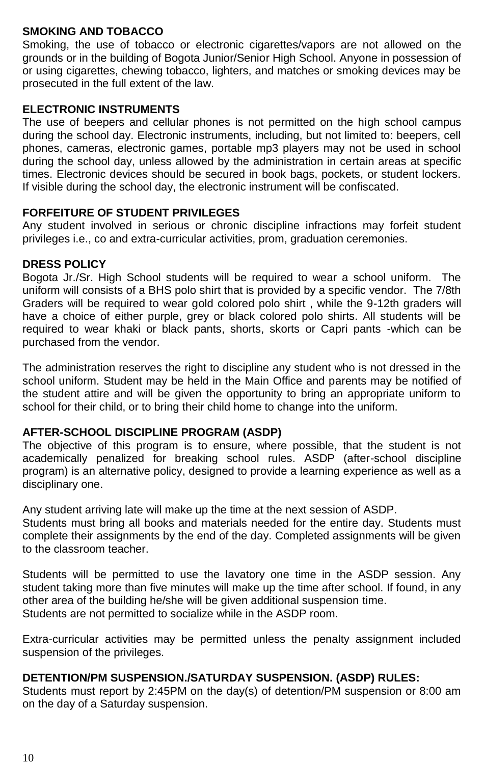**SMOKING AND TOBACCO**

Smoking, the use of tobacco or electronic cigarettes/vapors are not allowed on the grounds or in the building of Bogota Junior/Senior High School. Anyone in possession of or using cigarettes, chewing tobacco, lighters, and matches or smoking devices may be prosecuted in the full extent of the law.

**ELECTRONIC INSTRUMENTS**

The use of beepers and cellular phones is not permitted on the high school campus during the school day. Electronic instruments, including, but not limited to: beepers, cell phones, cameras, electronic games, portable mp3 players may not be used in school during the school day, unless allowed by the administration in certain areas at specific times. Electronic devices should be secured in book bags, pockets, or student lockers. If visible during the school day, the electronic instrument will be confiscated.

**FORFEITURE OF STUDENT PRIVILEGES**

Any student involved in serious or chronic discipline infractions may forfeit student privileges i.e., co and extra-curricular activities, prom, graduation ceremonies.

**DRESS POLICY**

Bogota Jr./Sr. High School students will be required to wear a school uniform. The uniform will consists of a BHS polo shirt that is provided by a specific vendor. The 7/8th Graders will be required to wear gold colored polo shirt , while the 9-12th graders will have a choice of either purple, grey or black colored polo shirts. All students will be required to wear khaki or black pants, shorts, skorts or Capri pants -which can be purchased from the vendor.

The administration reserves the right to discipline any student who is not dressed in the school uniform. Student may be held in the Main Office and parents may be notified of the student attire and will be given the opportunity to bring an appropriate uniform to school for their child, or to bring their child home to change into the uniform.

**AFTER-SCHOOL DISCIPLINE PROGRAM (ASDP)**

The objective of this program is to ensure, where possible, that the student is not academically penalized for breaking school rules. ASDP (after-school discipline program) is an alternative policy, designed to provide a learning experience as well as a disciplinary one.

Any student arriving late will make up the time at the next session of ASDP.
Students must bring all books and materials needed for the entire day. Students must complete their assignments by the end of the day. Completed assignments will be given to the classroom teacher.

Students will be permitted to use the lavatory one time in the ASDP session. Any student taking more than five minutes will make up the time after school. If found, in any other area of the building he/she will be given additional suspension time.
Students are not permitted to socialize while in the ASDP room.

Extra-curricular activities may be permitted unless the penalty assignment included suspension of the privileges.

**DETENTION/PM SUSPENSION./SATURDAY SUSPENSION. (ASDP) RULES:**

Students must report by 2:45PM on the day(s) of detention/PM suspension or 8:00 am on the day of a Saturday suspension.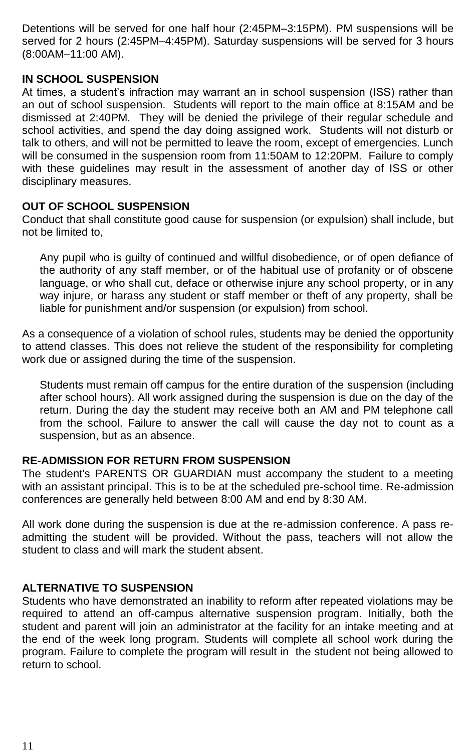Detentions will be served for one half hour (2:45PM–3:15PM). PM suspensions will be served for 2 hours (2:45PM–4:45PM). Saturday suspensions will be served for 3 hours (8:00AM–11:00 AM).

**IN SCHOOL SUSPENSION**

At times, a student's infraction may warrant an in school suspension (ISS) rather than an out of school suspension. Students will report to the main office at 8:15AM and be dismissed at 2:40PM. They will be denied the privilege of their regular schedule and school activities, and spend the day doing assigned work. Students will not disturb or talk to others, and will not be permitted to leave the room, except of emergencies. Lunch will be consumed in the suspension room from 11:50AM to 12:20PM. Failure to comply with these guidelines may result in the assessment of another day of ISS or other disciplinary measures.

**OUT OF SCHOOL SUSPENSION**

Conduct that shall constitute good cause for suspension (or expulsion) shall include, but not be limited to,

> Any pupil who is guilty of continued and willful disobedience, or of open defiance of the authority of any staff member, or of the habitual use of profanity or of obscene language, or who shall cut, deface or otherwise injure any school property, or in any way injure, or harass any student or staff member or theft of any property, shall be liable for punishment and/or suspension (or expulsion) from school.

As a consequence of a violation of school rules, students may be denied the opportunity to attend classes. This does not relieve the student of the responsibility for completing work due or assigned during the time of the suspension.

> Students must remain off campus for the entire duration of the suspension (including after school hours). All work assigned during the suspension is due on the day of the return. During the day the student may receive both an AM and PM telephone call from the school. Failure to answer the call will cause the day not to count as a suspension, but as an absence.

**RE-ADMISSION FOR RETURN FROM SUSPENSION**

The student's PARENTS OR GUARDIAN must accompany the student to a meeting with an assistant principal. This is to be at the scheduled pre-school time. Re-admission conferences are generally held between 8:00 AM and end by 8:30 AM.

All work done during the suspension is due at the re-admission conference. A pass re-admitting the student will be provided. Without the pass, teachers will not allow the student to class and will mark the student absent.

**ALTERNATIVE TO SUSPENSION**

Students who have demonstrated an inability to reform after repeated violations may be required to attend an off-campus alternative suspension program. Initially, both the student and parent will join an administrator at the facility for an intake meeting and at the end of the week long program. Students will complete all school work during the program. Failure to complete the program will result in the student not being allowed to return to school.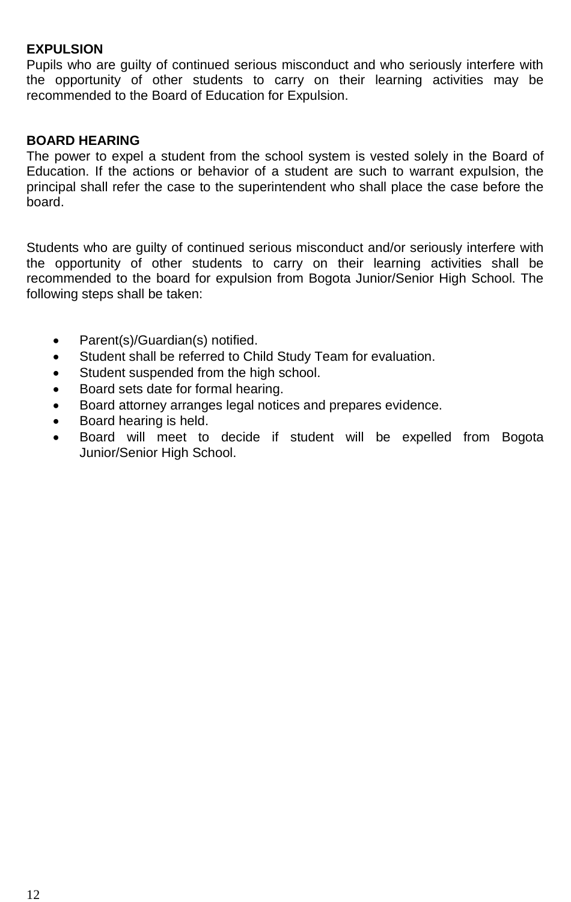**EXPULSION**
Pupils who are guilty of continued serious misconduct and who seriously interfere with the opportunity of other students to carry on their learning activities may be recommended to the Board of Education for Expulsion.

**BOARD HEARING**
The power to expel a student from the school system is vested solely in the Board of Education. If the actions or behavior of a student are such to warrant expulsion, the principal shall refer the case to the superintendent who shall place the case before the board.

Students who are guilty of continued serious misconduct and/or seriously interfere with the opportunity of other students to carry on their learning activities shall be recommended to the board for expulsion from Bogota Junior/Senior High School. The following steps shall be taken:

- Parent(s)/Guardian(s) notified.
- Student shall be referred to Child Study Team for evaluation.
- Student suspended from the high school.
- Board sets date for formal hearing.
- Board attorney arranges legal notices and prepares evidence.
- Board hearing is held.
- Board will meet to decide if student will be expelled from Bogota Junior/Senior High School.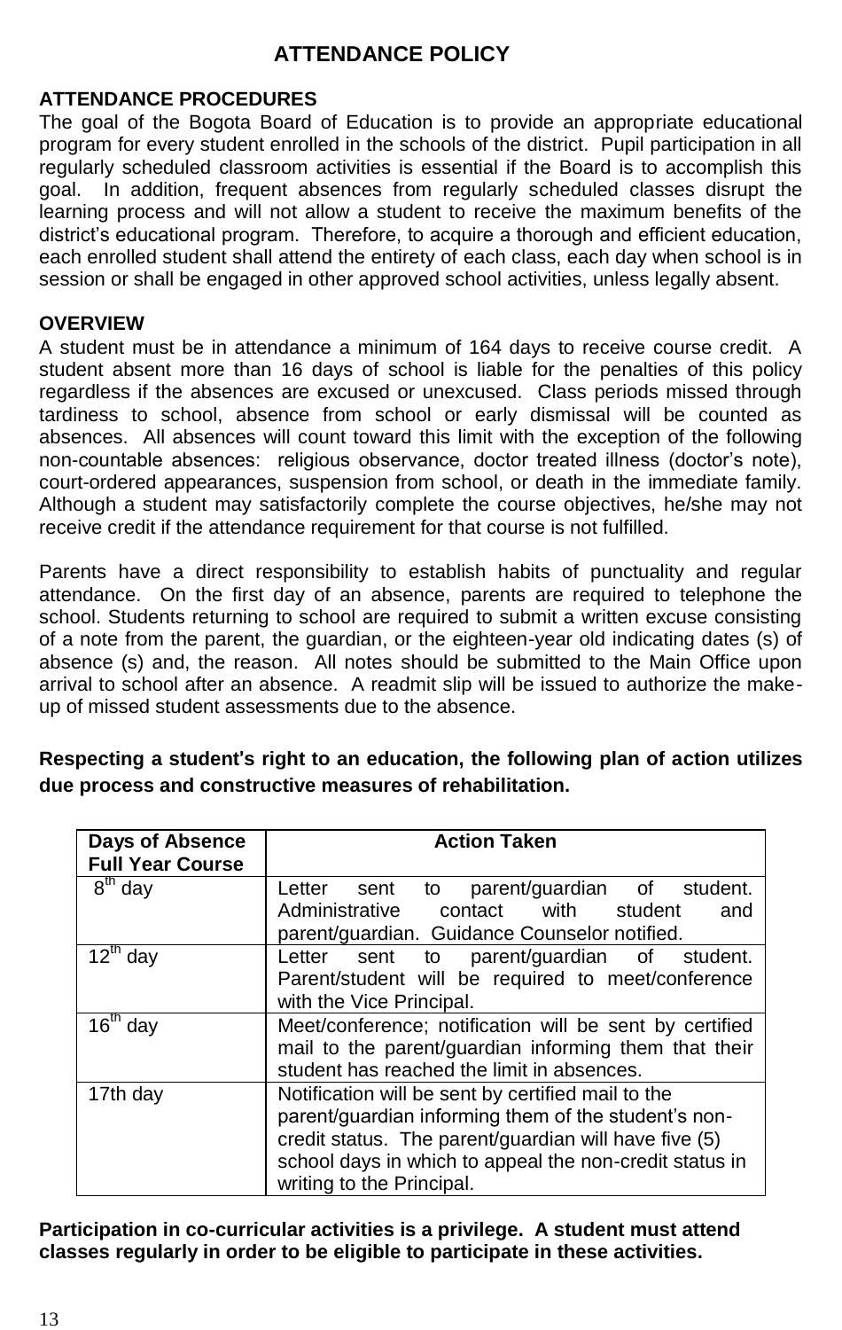# ATTENDANCE POLICY

## ATTENDANCE PROCEDURES

The goal of the Bogota Board of Education is to provide an appropriate educational program for every student enrolled in the schools of the district. Pupil participation in all regularly scheduled classroom activities is essential if the Board is to accomplish this goal. In addition, frequent absences from regularly scheduled classes disrupt the learning process and will not allow a student to receive the maximum benefits of the district's educational program. Therefore, to acquire a thorough and efficient education, each enrolled student shall attend the entirety of each class, each day when school is in session or shall be engaged in other approved school activities, unless legally absent.

## OVERVIEW

A student must be in attendance a minimum of 164 days to receive course credit. A student absent more than 16 days of school is liable for the penalties of this policy regardless if the absences are excused or unexcused. Class periods missed through tardiness to school, absence from school or early dismissal will be counted as absences. All absences will count toward this limit with the exception of the following non-countable absences: religious observance, doctor treated illness (doctor's note), court-ordered appearances, suspension from school, or death in the immediate family. Although a student may satisfactorily complete the course objectives, he/she may not receive credit if the attendance requirement for that course is not fulfilled.

Parents have a direct responsibility to establish habits of punctuality and regular attendance. On the first day of an absence, parents are required to telephone the school. Students returning to school are required to submit a written excuse consisting of a note from the parent, the guardian, or the eighteen-year old indicating dates (s) of absence (s) and, the reason. All notes should be submitted to the Main Office upon arrival to school after an absence. A readmit slip will be issued to authorize the make-up of missed student assessments due to the absence.

**Respecting a student's right to an education, the following plan of action utilizes due process and constructive measures of rehabilitation.**

| Days of Absence Full Year Course | Action Taken |
|---|---|
| 8th day | Letter sent to parent/guardian of student. Administrative contact with student and parent/guardian. Guidance Counselor notified. |
| 12th day | Letter sent to parent/guardian of student. Parent/student will be required to meet/conference with the Vice Principal. |
| 16th day | Meet/conference; notification will be sent by certified mail to the parent/guardian informing them that their student has reached the limit in absences. |
| 17th day | Notification will be sent by certified mail to the parent/guardian informing them of the student's non-credit status. The parent/guardian will have five (5) school days in which to appeal the non-credit status in writing to the Principal. |

**Participation in co-curricular activities is a privilege. A student must attend classes regularly in order to be eligible to participate in these activities.**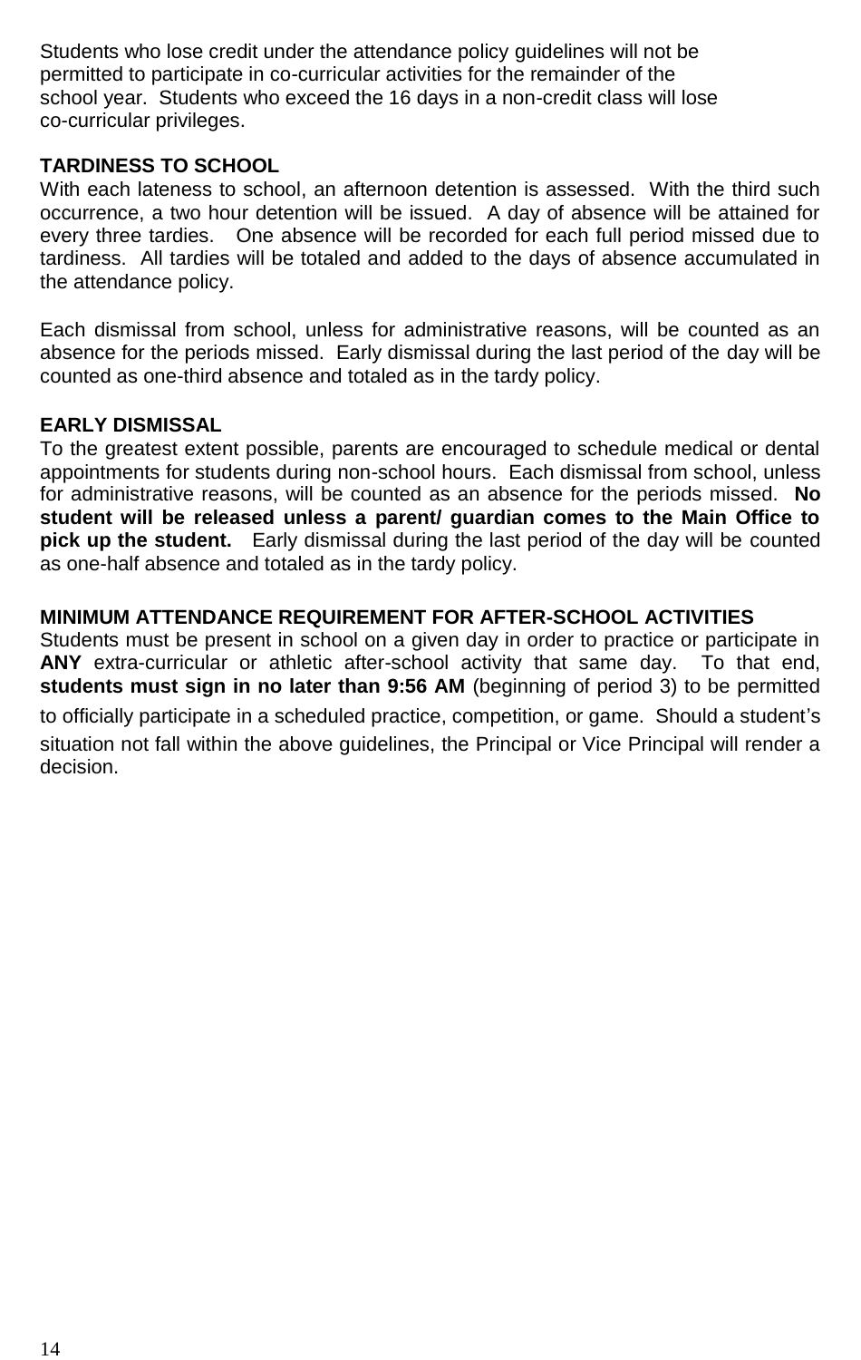Students who lose credit under the attendance policy guidelines will not be permitted to participate in co-curricular activities for the remainder of the school year. Students who exceed the 16 days in a non-credit class will lose co-curricular privileges.

**TARDINESS TO SCHOOL**

With each lateness to school, an afternoon detention is assessed. With the third such occurrence, a two hour detention will be issued. A day of absence will be attained for every three tardies. One absence will be recorded for each full period missed due to tardiness. All tardies will be totaled and added to the days of absence accumulated in the attendance policy.

Each dismissal from school, unless for administrative reasons, will be counted as an absence for the periods missed. Early dismissal during the last period of the day will be counted as one-third absence and totaled as in the tardy policy.

**EARLY DISMISSAL**

To the greatest extent possible, parents are encouraged to schedule medical or dental appointments for students during non-school hours. Each dismissal from school, unless for administrative reasons, will be counted as an absence for the periods missed. **No student will be released unless a parent/ guardian comes to the Main Office to pick up the student.** Early dismissal during the last period of the day will be counted as one-half absence and totaled as in the tardy policy.

**MINIMUM ATTENDANCE REQUIREMENT FOR AFTER-SCHOOL ACTIVITIES**

Students must be present in school on a given day in order to practice or participate in **ANY** extra-curricular or athletic after-school activity that same day. To that end, **students must sign in no later than 9:56 AM** (beginning of period 3) to be permitted to officially participate in a scheduled practice, competition, or game. Should a student's situation not fall within the above guidelines, the Principal or Vice Principal will render a decision.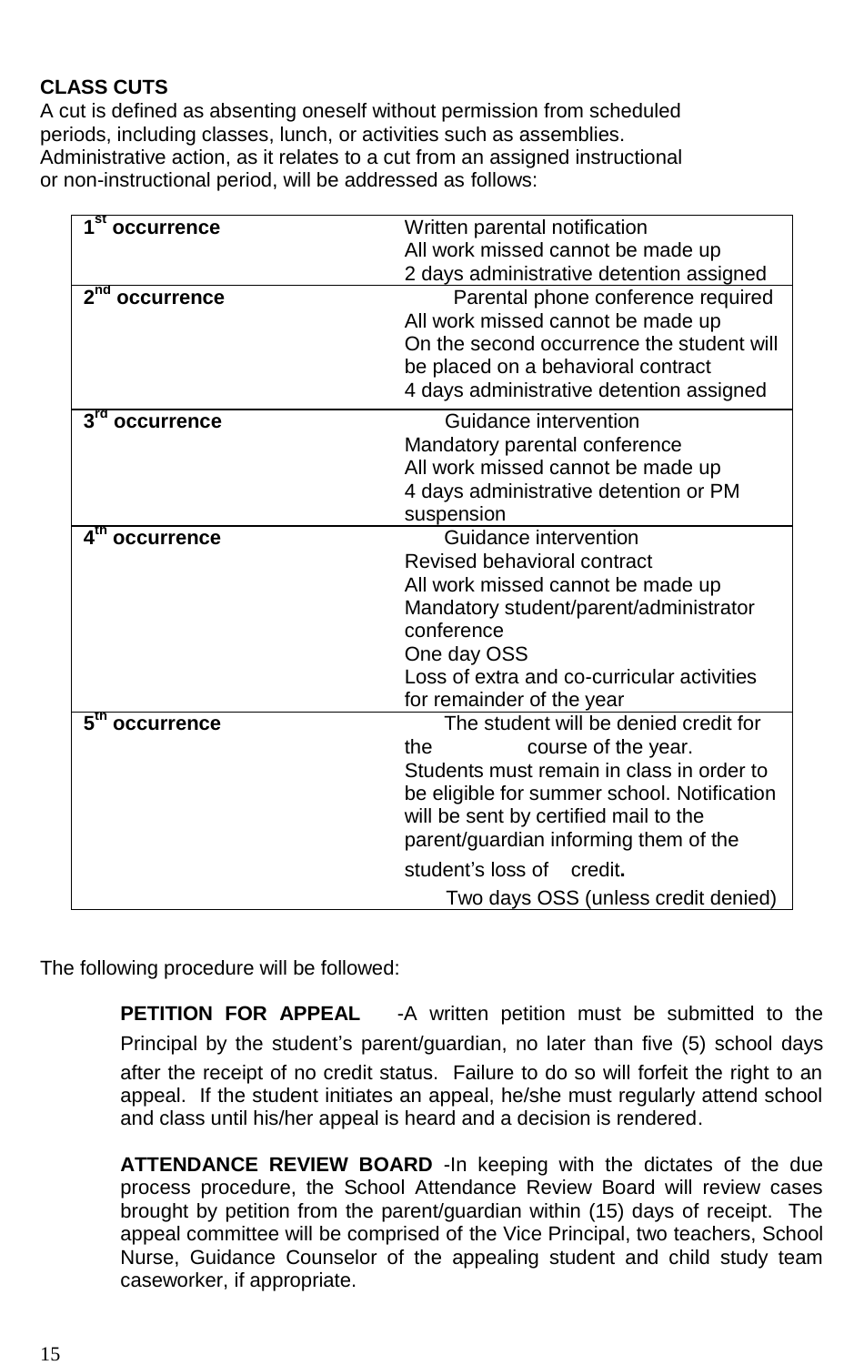**CLASS CUTS**

A cut is defined as absenting oneself without permission from scheduled periods, including classes, lunch, or activities such as assemblies. Administrative action, as it relates to a cut from an assigned instructional or non-instructional period, will be addressed as follows:

| | |
|---|---|
| **1st occurrence** | Written parental notification<br>All work missed cannot be made up<br>2 days administrative detention assigned |
| **2nd occurrence** | Parental phone conference required<br>All work missed cannot be made up<br>On the second occurrence the student will be placed on a behavioral contract<br>4 days administrative detention assigned |
| **3rd occurrence** | Guidance intervention<br>Mandatory parental conference<br>All work missed cannot be made up<br>4 days administrative detention or PM suspension |
| **4th occurrence** | Guidance intervention<br>Revised behavioral contract<br>All work missed cannot be made up<br>Mandatory student/parent/administrator conference<br>One day OSS<br>Loss of extra and co-curricular activities for remainder of the year |
| **5th occurrence** | The student will be denied credit for the course of the year.<br>Students must remain in class in order to be eligible for summer school. Notification will be sent by certified mail to the parent/guardian informing them of the student's loss of credit.<br>Two days OSS (unless credit denied) |

The following procedure will be followed:

**PETITION FOR APPEAL** -A written petition must be submitted to the Principal by the student's parent/guardian, no later than five (5) school days after the receipt of no credit status. Failure to do so will forfeit the right to an appeal. If the student initiates an appeal, he/she must regularly attend school and class until his/her appeal is heard and a decision is rendered.

**ATTENDANCE REVIEW BOARD** -In keeping with the dictates of the due process procedure, the School Attendance Review Board will review cases brought by petition from the parent/guardian within (15) days of receipt. The appeal committee will be comprised of the Vice Principal, two teachers, School Nurse, Guidance Counselor of the appealing student and child study team caseworker, if appropriate.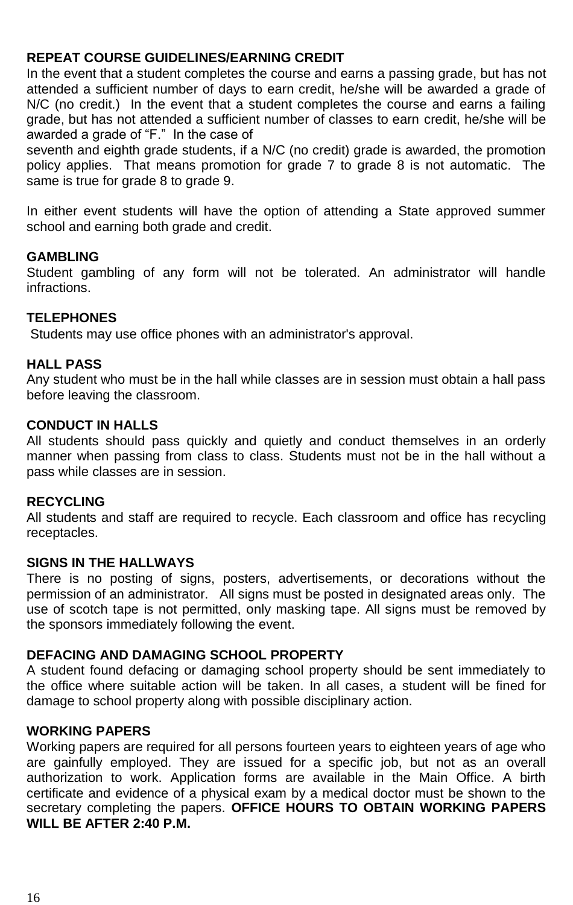**REPEAT COURSE GUIDELINES/EARNING CREDIT**

In the event that a student completes the course and earns a passing grade, but has not attended a sufficient number of days to earn credit, he/she will be awarded a grade of N/C (no credit.) In the event that a student completes the course and earns a failing grade, but has not attended a sufficient number of classes to earn credit, he/she will be awarded a grade of "F." In the case of
seventh and eighth grade students, if a N/C (no credit) grade is awarded, the promotion policy applies. That means promotion for grade 7 to grade 8 is not automatic. The same is true for grade 8 to grade 9.

In either event students will have the option of attending a State approved summer school and earning both grade and credit.

**GAMBLING**

Student gambling of any form will not be tolerated. An administrator will handle infractions.

**TELEPHONES**

Students may use office phones with an administrator's approval.

**HALL PASS**

Any student who must be in the hall while classes are in session must obtain a hall pass before leaving the classroom.

**CONDUCT IN HALLS**

All students should pass quickly and quietly and conduct themselves in an orderly manner when passing from class to class. Students must not be in the hall without a pass while classes are in session.

**RECYCLING**

All students and staff are required to recycle. Each classroom and office has recycling receptacles.

**SIGNS IN THE HALLWAYS**

There is no posting of signs, posters, advertisements, or decorations without the permission of an administrator. All signs must be posted in designated areas only. The use of scotch tape is not permitted, only masking tape. All signs must be removed by the sponsors immediately following the event.

**DEFACING AND DAMAGING SCHOOL PROPERTY**

A student found defacing or damaging school property should be sent immediately to the office where suitable action will be taken. In all cases, a student will be fined for damage to school property along with possible disciplinary action.

**WORKING PAPERS**

Working papers are required for all persons fourteen years to eighteen years of age who are gainfully employed. They are issued for a specific job, but not as an overall authorization to work. Application forms are available in the Main Office. A birth certificate and evidence of a physical exam by a medical doctor must be shown to the secretary completing the papers. **OFFICE HOURS TO OBTAIN WORKING PAPERS WILL BE AFTER 2:40 P.M.**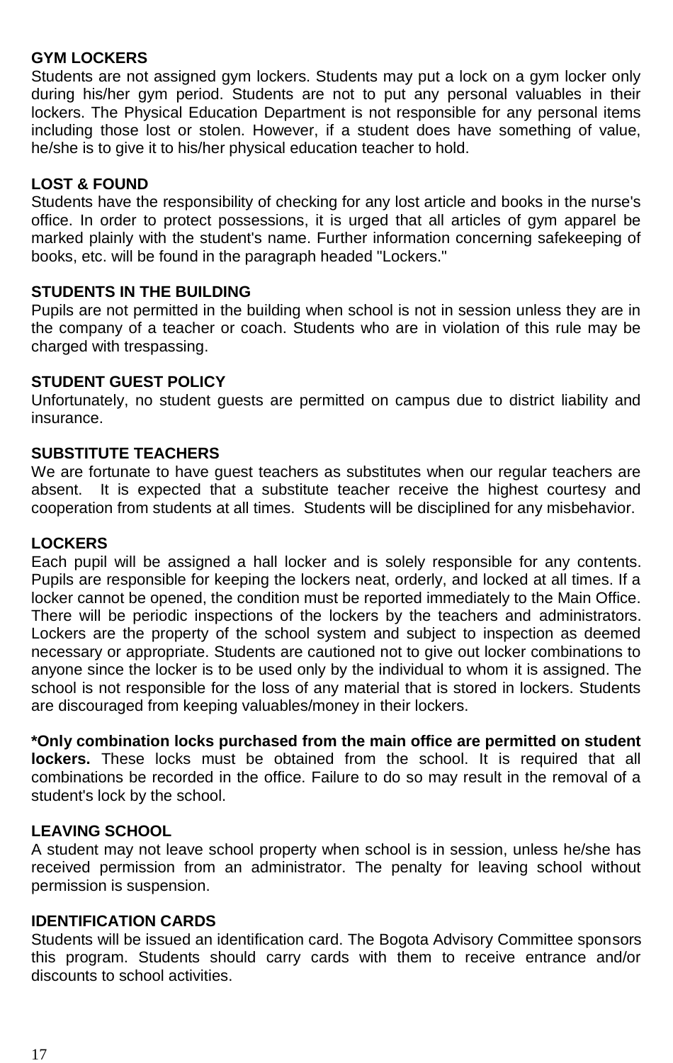**GYM LOCKERS**
Students are not assigned gym lockers. Students may put a lock on a gym locker only during his/her gym period. Students are not to put any personal valuables in their lockers. The Physical Education Department is not responsible for any personal items including those lost or stolen. However, if a student does have something of value, he/she is to give it to his/her physical education teacher to hold.

**LOST & FOUND**
Students have the responsibility of checking for any lost article and books in the nurse's office. In order to protect possessions, it is urged that all articles of gym apparel be marked plainly with the student's name. Further information concerning safekeeping of books, etc. will be found in the paragraph headed "Lockers."

**STUDENTS IN THE BUILDING**
Pupils are not permitted in the building when school is not in session unless they are in the company of a teacher or coach. Students who are in violation of this rule may be charged with trespassing.

**STUDENT GUEST POLICY**
Unfortunately, no student guests are permitted on campus due to district liability and insurance.

**SUBSTITUTE TEACHERS**
We are fortunate to have guest teachers as substitutes when our regular teachers are absent. It is expected that a substitute teacher receive the highest courtesy and cooperation from students at all times. Students will be disciplined for any misbehavior.

**LOCKERS**
Each pupil will be assigned a hall locker and is solely responsible for any contents. Pupils are responsible for keeping the lockers neat, orderly, and locked at all times. If a locker cannot be opened, the condition must be reported immediately to the Main Office. There will be periodic inspections of the lockers by the teachers and administrators. Lockers are the property of the school system and subject to inspection as deemed necessary or appropriate. Students are cautioned not to give out locker combinations to anyone since the locker is to be used only by the individual to whom it is assigned. The school is not responsible for the loss of any material that is stored in lockers. Students are discouraged from keeping valuables/money in their lockers.

**\*Only combination locks purchased from the main office are permitted on student lockers.** These locks must be obtained from the school. It is required that all combinations be recorded in the office. Failure to do so may result in the removal of a student's lock by the school.

**LEAVING SCHOOL**
A student may not leave school property when school is in session, unless he/she has received permission from an administrator. The penalty for leaving school without permission is suspension.

**IDENTIFICATION CARDS**
Students will be issued an identification card. The Bogota Advisory Committee sponsors this program. Students should carry cards with them to receive entrance and/or discounts to school activities.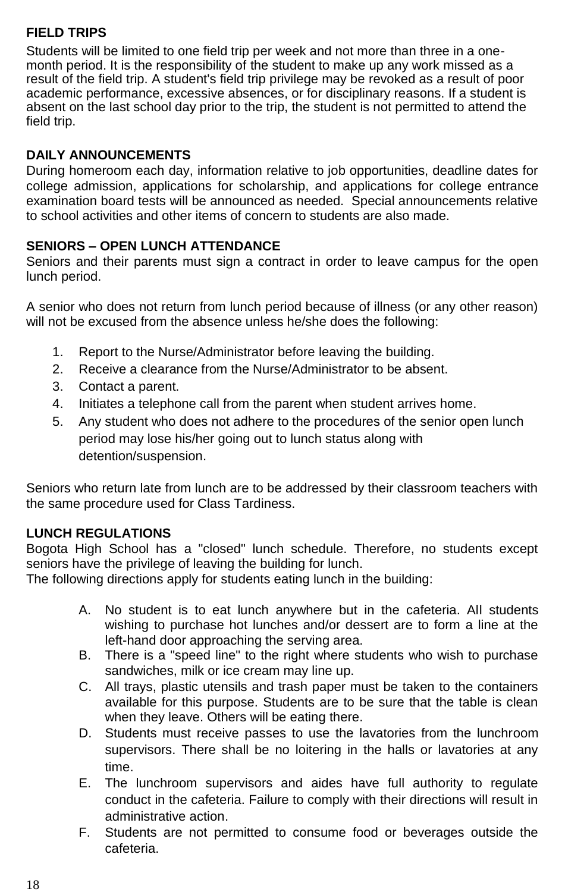## FIELD TRIPS

Students will be limited to one field trip per week and not more than three in a one-month period. It is the responsibility of the student to make up any work missed as a result of the field trip. A student's field trip privilege may be revoked as a result of poor academic performance, excessive absences, or for disciplinary reasons. If a student is absent on the last school day prior to the trip, the student is not permitted to attend the field trip.

## DAILY ANNOUNCEMENTS

During homeroom each day, information relative to job opportunities, deadline dates for college admission, applications for scholarship, and applications for college entrance examination board tests will be announced as needed. Special announcements relative to school activities and other items of concern to students are also made.

## SENIORS – OPEN LUNCH ATTENDANCE

Seniors and their parents must sign a contract in order to leave campus for the open lunch period.

A senior who does not return from lunch period because of illness (or any other reason) will not be excused from the absence unless he/she does the following:

1. Report to the Nurse/Administrator before leaving the building.
2. Receive a clearance from the Nurse/Administrator to be absent.
3. Contact a parent.
4. Initiates a telephone call from the parent when student arrives home.
5. Any student who does not adhere to the procedures of the senior open lunch period may lose his/her going out to lunch status along with detention/suspension.

Seniors who return late from lunch are to be addressed by their classroom teachers with the same procedure used for Class Tardiness.

## LUNCH REGULATIONS

Bogota High School has a "closed" lunch schedule. Therefore, no students except seniors have the privilege of leaving the building for lunch.
The following directions apply for students eating lunch in the building:

A. No student is to eat lunch anywhere but in the cafeteria. All students wishing to purchase hot lunches and/or dessert are to form a line at the left-hand door approaching the serving area.
B. There is a "speed line" to the right where students who wish to purchase sandwiches, milk or ice cream may line up.
C. All trays, plastic utensils and trash paper must be taken to the containers available for this purpose. Students are to be sure that the table is clean when they leave. Others will be eating there.
D. Students must receive passes to use the lavatories from the lunchroom supervisors. There shall be no loitering in the halls or lavatories at any time.
E. The lunchroom supervisors and aides have full authority to regulate conduct in the cafeteria. Failure to comply with their directions will result in administrative action.
F. Students are not permitted to consume food or beverages outside the cafeteria.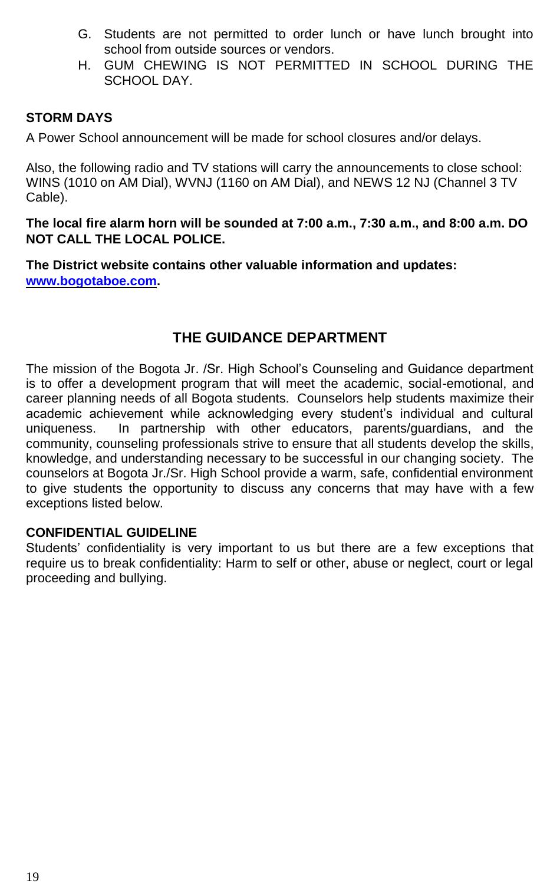G. Students are not permitted to order lunch or have lunch brought into school from outside sources or vendors.
H. GUM CHEWING IS NOT PERMITTED IN SCHOOL DURING THE SCHOOL DAY.

**STORM DAYS**

A Power School announcement will be made for school closures and/or delays.

Also, the following radio and TV stations will carry the announcements to close school: WINS (1010 on AM Dial), WVNJ (1160 on AM Dial), and NEWS 12 NJ (Channel 3 TV Cable).

**The local fire alarm horn will be sounded at 7:00 a.m., 7:30 a.m., and 8:00 a.m. DO NOT CALL THE LOCAL POLICE.**

**The District website contains other valuable information and updates: [www.bogotaboe.com](www.bogotaboe.com).**

## THE GUIDANCE DEPARTMENT

The mission of the Bogota Jr. /Sr. High School's Counseling and Guidance department is to offer a development program that will meet the academic, social-emotional, and career planning needs of all Bogota students. Counselors help students maximize their academic achievement while acknowledging every student's individual and cultural uniqueness. In partnership with other educators, parents/guardians, and the community, counseling professionals strive to ensure that all students develop the skills, knowledge, and understanding necessary to be successful in our changing society. The counselors at Bogota Jr./Sr. High School provide a warm, safe, confidential environment to give students the opportunity to discuss any concerns that may have with a few exceptions listed below.

**CONFIDENTIAL GUIDELINE**

Students' confidentiality is very important to us but there are a few exceptions that require us to break confidentiality: Harm to self or other, abuse or neglect, court or legal proceeding and bullying.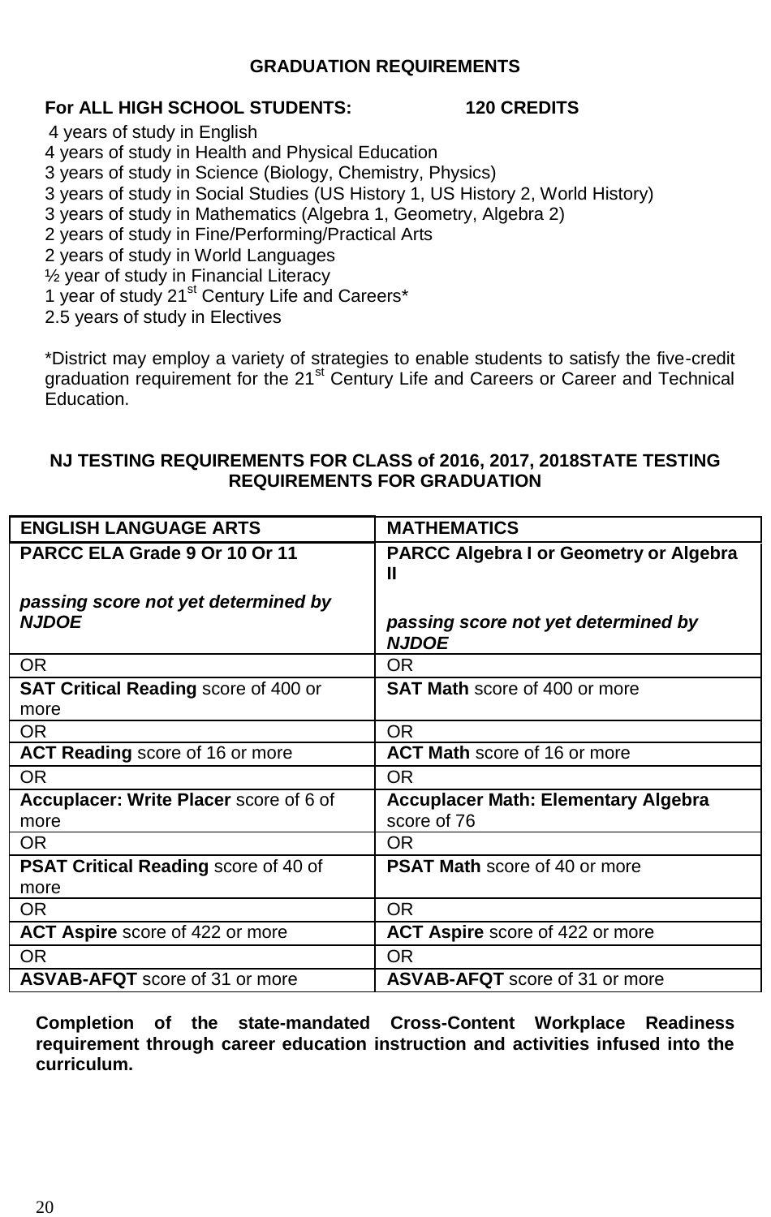# GRADUATION REQUIREMENTS

**For ALL HIGH SCHOOL STUDENTS: 120 CREDITS**

4 years of study in English
4 years of study in Health and Physical Education
3 years of study in Science (Biology, Chemistry, Physics)
3 years of study in Social Studies (US History 1, US History 2, World History)
3 years of study in Mathematics (Algebra 1, Geometry, Algebra 2)
2 years of study in Fine/Performing/Practical Arts
2 years of study in World Languages
½ year of study in Financial Literacy
1 year of study 21st Century Life and Careers*
2.5 years of study in Electives

*District may employ a variety of strategies to enable students to satisfy the five-credit graduation requirement for the 21st Century Life and Careers or Career and Technical Education.

## NJ TESTING REQUIREMENTS FOR CLASS of 2016, 2017, 2018STATE TESTING REQUIREMENTS FOR GRADUATION

| ENGLISH LANGUAGE ARTS | MATHEMATICS |
|---|---|
| **PARCC ELA Grade 9 Or 10 Or 11**<br><br>***passing score not yet determined by NJDOE*** | **PARCC Algebra I or Geometry or Algebra II**<br><br>***passing score not yet determined by NJDOE*** |
| OR | OR |
| **SAT Critical Reading** score of 400 or more | **SAT Math** score of 400 or more |
| OR | OR |
| **ACT Reading** score of 16 or more | **ACT Math** score of 16 or more |
| OR | OR |
| **Accuplacer: Write Placer** score of 6 of more | **Accuplacer Math: Elementary Algebra** score of 76 |
| OR | OR |
| **PSAT Critical Reading** score of 40 of more | **PSAT Math** score of 40 or more |
| OR | OR |
| **ACT Aspire** score of 422 or more | **ACT Aspire** score of 422 or more |
| OR | OR |
| **ASVAB-AFQT** score of 31 or more | **ASVAB-AFQT** score of 31 or more |

**Completion of the state-mandated Cross-Content Workplace Readiness requirement through career education instruction and activities infused into the curriculum.**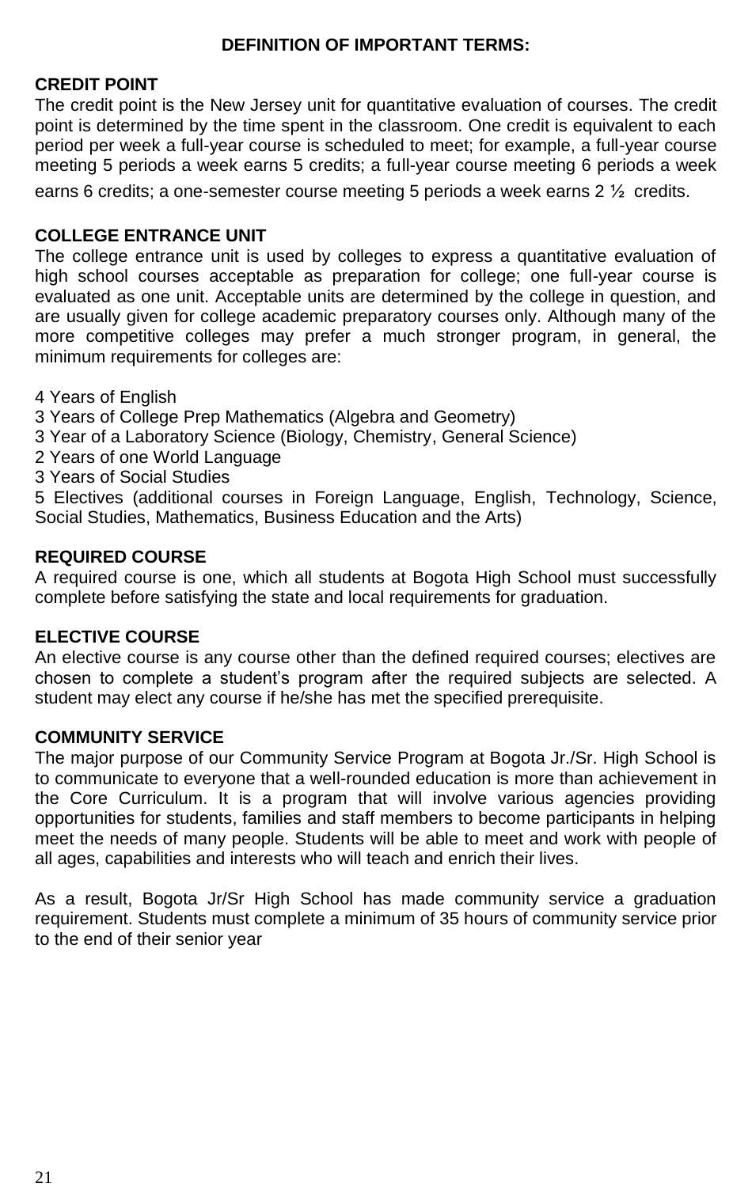## DEFINITION OF IMPORTANT TERMS:

### CREDIT POINT

The credit point is the New Jersey unit for quantitative evaluation of courses. The credit point is determined by the time spent in the classroom. One credit is equivalent to each period per week a full-year course is scheduled to meet; for example, a full-year course meeting 5 periods a week earns 5 credits; a full-year course meeting 6 periods a week earns 6 credits; a one-semester course meeting 5 periods a week earns 2 ½ credits.

### COLLEGE ENTRANCE UNIT

The college entrance unit is used by colleges to express a quantitative evaluation of high school courses acceptable as preparation for college; one full-year course is evaluated as one unit. Acceptable units are determined by the college in question, and are usually given for college academic preparatory courses only. Although many of the more competitive colleges may prefer a much stronger program, in general, the minimum requirements for colleges are:

4 Years of English
3 Years of College Prep Mathematics (Algebra and Geometry)
3 Year of a Laboratory Science (Biology, Chemistry, General Science)
2 Years of one World Language
3 Years of Social Studies
5 Electives (additional courses in Foreign Language, English, Technology, Science, Social Studies, Mathematics, Business Education and the Arts)

### REQUIRED COURSE

A required course is one, which all students at Bogota High School must successfully complete before satisfying the state and local requirements for graduation.

### ELECTIVE COURSE

An elective course is any course other than the defined required courses; electives are chosen to complete a student's program after the required subjects are selected. A student may elect any course if he/she has met the specified prerequisite.

### COMMUNITY SERVICE

The major purpose of our Community Service Program at Bogota Jr./Sr. High School is to communicate to everyone that a well-rounded education is more than achievement in the Core Curriculum. It is a program that will involve various agencies providing opportunities for students, families and staff members to become participants in helping meet the needs of many people. Students will be able to meet and work with people of all ages, capabilities and interests who will teach and enrich their lives.

As a result, Bogota Jr/Sr High School has made community service a graduation requirement. Students must complete a minimum of 35 hours of community service prior to the end of their senior year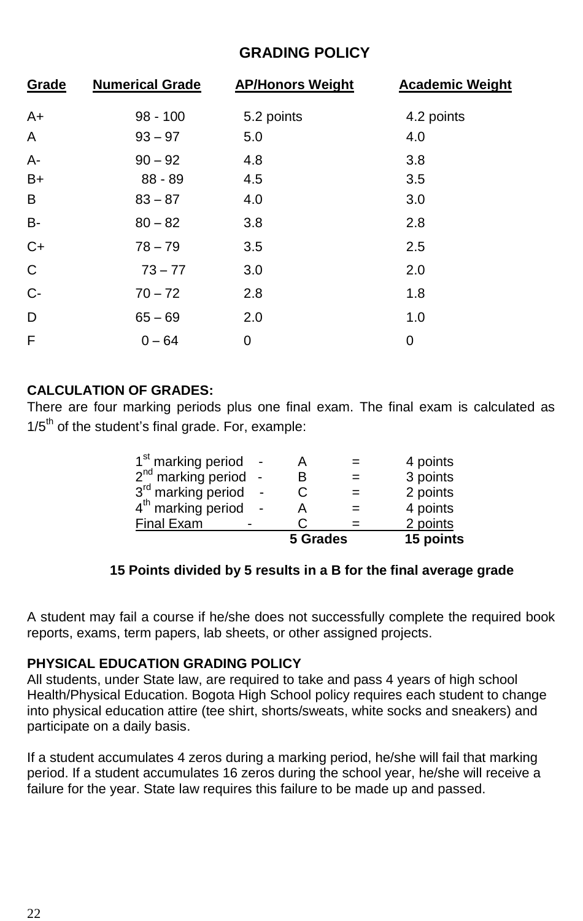## GRADING POLICY

| Grade | Numerical Grade | AP/Honors Weight | Academic Weight |
|---|---|---|---|
| A+ | 98 - 100 | 5.2 points | 4.2 points |
| A | 93 – 97 | 5.0 | 4.0 |
| A- | 90 – 92 | 4.8 | 3.8 |
| B+ | 88 - 89 | 4.5 | 3.5 |
| B | 83 – 87 | 4.0 | 3.0 |
| B- | 80 – 82 | 3.8 | 2.8 |
| C+ | 78 – 79 | 3.5 | 2.5 |
| C | 73 – 77 | 3.0 | 2.0 |
| C- | 70 – 72 | 2.8 | 1.8 |
| D | 65 – 69 | 2.0 | 1.0 |
| F | 0 – 64 | 0 | 0 |

**CALCULATION OF GRADES:**
There are four marking periods plus one final exam. The final exam is calculated as 1/5th of the student's final grade. For, example:

| | | | | |
|---|---|---|---|---|
| 1st marking period | - | A | = | 4 points |
| 2nd marking period | - | B | = | 3 points |
| 3rd marking period | - | C | = | 2 points |
| 4th marking period | - | A | = | 4 points |
| Final Exam | - | C | = | 2 points |
| | | **5 Grades** | | **15 points** |

**15 Points divided by 5 results in a B for the final average grade**

A student may fail a course if he/she does not successfully complete the required book reports, exams, term papers, lab sheets, or other assigned projects.

**PHYSICAL EDUCATION GRADING POLICY**
All students, under State law, are required to take and pass 4 years of high school Health/Physical Education. Bogota High School policy requires each student to change into physical education attire (tee shirt, shorts/sweats, white socks and sneakers) and participate on a daily basis.

If a student accumulates 4 zeros during a marking period, he/she will fail that marking period. If a student accumulates 16 zeros during the school year, he/she will receive a failure for the year. State law requires this failure to be made up and passed.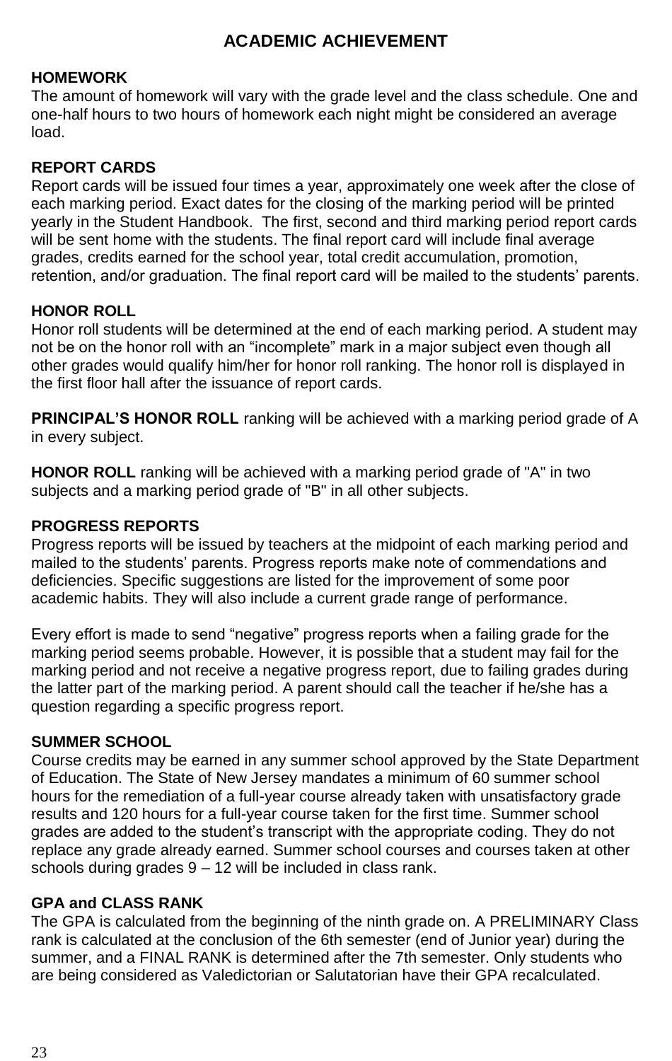# ACADEMIC ACHIEVEMENT

## HOMEWORK

The amount of homework will vary with the grade level and the class schedule. One and one-half hours to two hours of homework each night might be considered an average load.

## REPORT CARDS

Report cards will be issued four times a year, approximately one week after the close of each marking period. Exact dates for the closing of the marking period will be printed yearly in the Student Handbook. The first, second and third marking period report cards will be sent home with the students. The final report card will include final average grades, credits earned for the school year, total credit accumulation, promotion, retention, and/or graduation. The final report card will be mailed to the students' parents.

## HONOR ROLL

Honor roll students will be determined at the end of each marking period. A student may not be on the honor roll with an "incomplete" mark in a major subject even though all other grades would qualify him/her for honor roll ranking. The honor roll is displayed in the first floor hall after the issuance of report cards.

**PRINCIPAL'S HONOR ROLL** ranking will be achieved with a marking period grade of A in every subject.

**HONOR ROLL** ranking will be achieved with a marking period grade of "A" in two subjects and a marking period grade of "B" in all other subjects.

## PROGRESS REPORTS

Progress reports will be issued by teachers at the midpoint of each marking period and mailed to the students' parents. Progress reports make note of commendations and deficiencies. Specific suggestions are listed for the improvement of some poor academic habits. They will also include a current grade range of performance.

Every effort is made to send "negative" progress reports when a failing grade for the marking period seems probable. However, it is possible that a student may fail for the marking period and not receive a negative progress report, due to failing grades during the latter part of the marking period. A parent should call the teacher if he/she has a question regarding a specific progress report.

## SUMMER SCHOOL

Course credits may be earned in any summer school approved by the State Department of Education. The State of New Jersey mandates a minimum of 60 summer school hours for the remediation of a full-year course already taken with unsatisfactory grade results and 120 hours for a full-year course taken for the first time. Summer school grades are added to the student's transcript with the appropriate coding. They do not replace any grade already earned. Summer school courses and courses taken at other schools during grades 9 – 12 will be included in class rank.

## GPA and CLASS RANK

The GPA is calculated from the beginning of the ninth grade on. A PRELIMINARY Class rank is calculated at the conclusion of the 6th semester (end of Junior year) during the summer, and a FINAL RANK is determined after the 7th semester. Only students who are being considered as Valedictorian or Salutatorian have their GPA recalculated.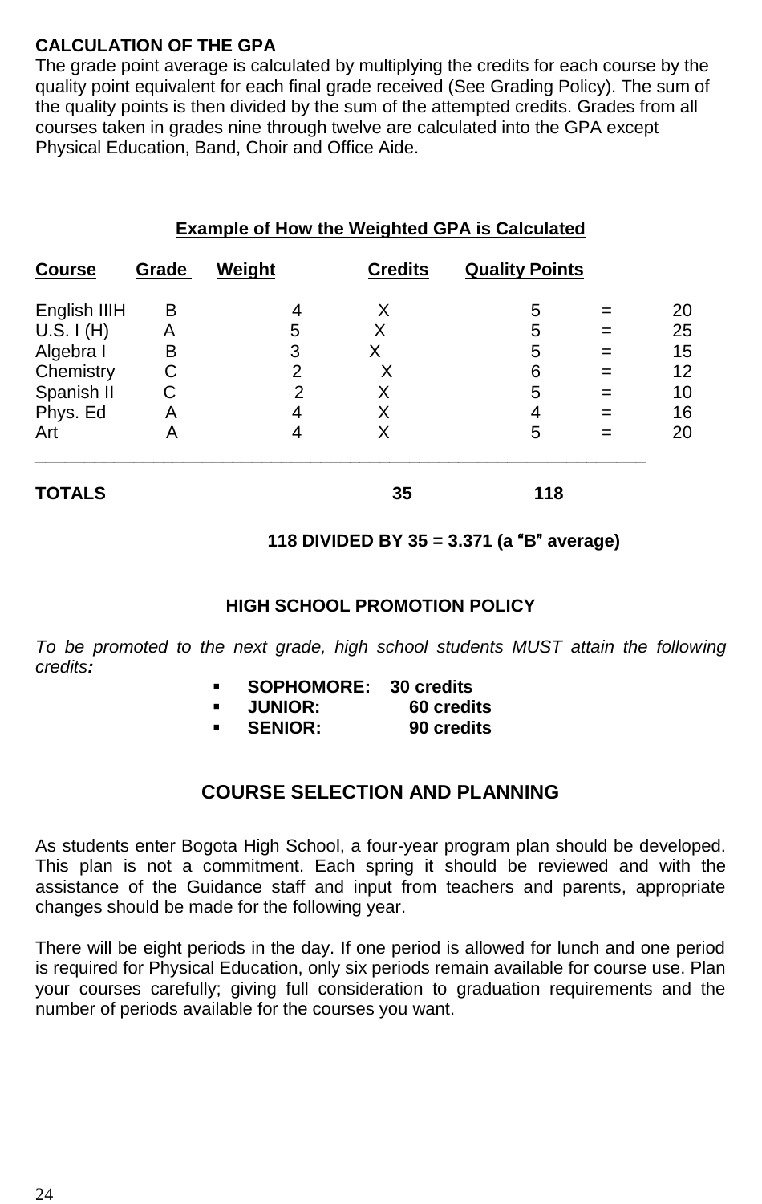## CALCULATION OF THE GPA

The grade point average is calculated by multiplying the credits for each course by the quality point equivalent for each final grade received (See Grading Policy). The sum of the quality points is then divided by the sum of the attempted credits. Grades from all courses taken in grades nine through twelve are calculated into the GPA except Physical Education, Band, Choir and Office Aide.

### Example of How the Weighted GPA is Calculated

| Course | Grade | Weight | | Credits | | Quality Points |
|---|---|---|---|---|---|---|
| English IIIH | B | 4 | X | 5 | = | 20 |
| U.S. I (H) | A | 5 | X | 5 | = | 25 |
| Algebra I | B | 3 | X | 5 | = | 15 |
| Chemistry | C | 2 | X | 6 | = | 12 |
| Spanish II | C | 2 | X | 5 | = | 10 |
| Phys. Ed | A | 4 | X | 4 | = | 16 |
| Art | A | 4 | X | 5 | = | 20 |
| **TOTALS** | | | | **35** | | **118** |

**118 DIVIDED BY 35 = 3.371 (a "B" average)**

## HIGH SCHOOL PROMOTION POLICY

*To be promoted to the next grade, high school students MUST attain the following credits:*

- **SOPHOMORE: 30 credits**
- **JUNIOR: 60 credits**
- **SENIOR: 90 credits**

## COURSE SELECTION AND PLANNING

As students enter Bogota High School, a four-year program plan should be developed. This plan is not a commitment. Each spring it should be reviewed and with the assistance of the Guidance staff and input from teachers and parents, appropriate changes should be made for the following year.

There will be eight periods in the day. If one period is allowed for lunch and one period is required for Physical Education, only six periods remain available for course use. Plan your courses carefully; giving full consideration to graduation requirements and the number of periods available for the courses you want.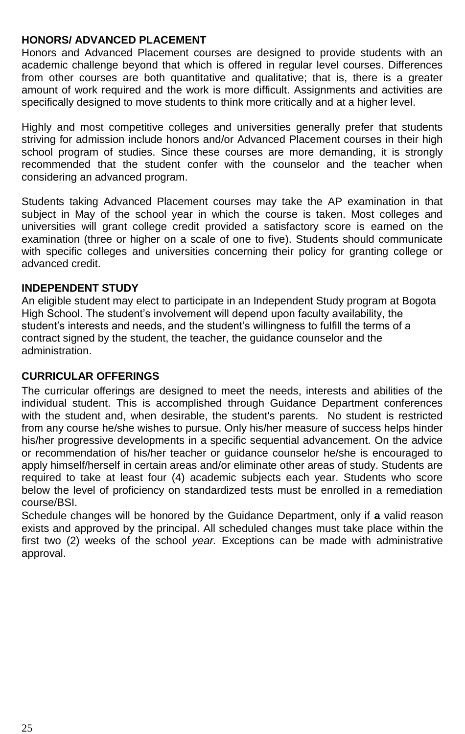## HONORS/ ADVANCED PLACEMENT

Honors and Advanced Placement courses are designed to provide students with an academic challenge beyond that which is offered in regular level courses. Differences from other courses are both quantitative and qualitative; that is, there is a greater amount of work required and the work is more difficult. Assignments and activities are specifically designed to move students to think more critically and at a higher level.

Highly and most competitive colleges and universities generally prefer that students striving for admission include honors and/or Advanced Placement courses in their high school program of studies. Since these courses are more demanding, it is strongly recommended that the student confer with the counselor and the teacher when considering an advanced program.

Students taking Advanced Placement courses may take the AP examination in that subject in May of the school year in which the course is taken. Most colleges and universities will grant college credit provided a satisfactory score is earned on the examination (three or higher on a scale of one to five). Students should communicate with specific colleges and universities concerning their policy for granting college or advanced credit.

## INDEPENDENT STUDY

An eligible student may elect to participate in an Independent Study program at Bogota High School. The student's involvement will depend upon faculty availability, the student's interests and needs, and the student's willingness to fulfill the terms of a contract signed by the student, the teacher, the guidance counselor and the administration.

## CURRICULAR OFFERINGS

The curricular offerings are designed to meet the needs, interests and abilities of the individual student. This is accomplished through Guidance Department conferences with the student and, when desirable, the student's parents. No student is restricted from any course he/she wishes to pursue. Only his/her measure of success helps hinder his/her progressive developments in a specific sequential advancement. On the advice or recommendation of his/her teacher or guidance counselor he/she is encouraged to apply himself/herself in certain areas and/or eliminate other areas of study. Students are required to take at least four (4) academic subjects each year. Students who score below the level of proficiency on standardized tests must be enrolled in a remediation course/BSI.

Schedule changes will be honored by the Guidance Department, only if **a** valid reason exists and approved by the principal. All scheduled changes must take place within the first two (2) weeks of the school *year.* Exceptions can be made with administrative approval.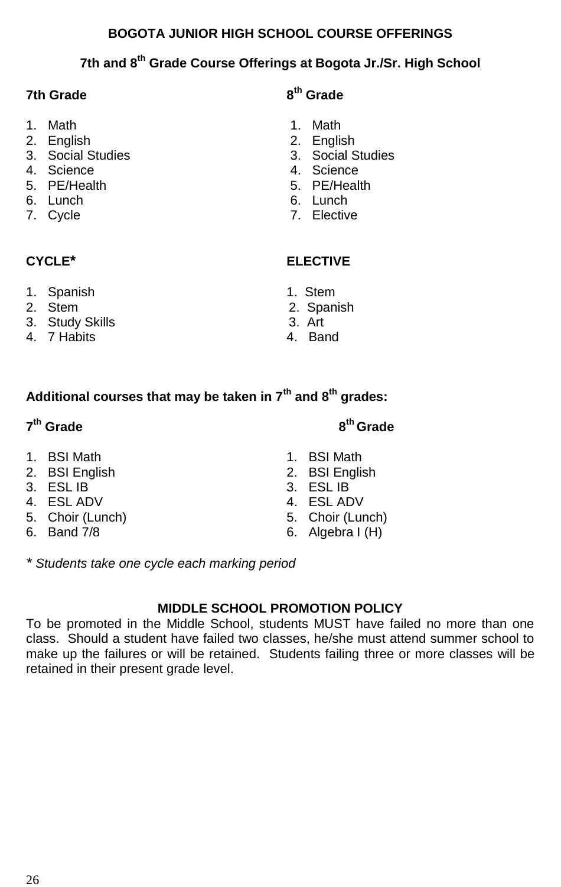**BOGOTA JUNIOR HIGH SCHOOL COURSE OFFERINGS**

**7th and 8th Grade Course Offerings at Bogota Jr./Sr. High School**

| 7th Grade | 8th Grade |
|---|---|
| 1. Math | 1. Math |
| 2. English | 2. English |
| 3. Social Studies | 3. Social Studies |
| 4. Science | 4. Science |
| 5. PE/Health | 5. PE/Health |
| 6. Lunch | 6. Lunch |
| 7. Cycle | 7. Elective |

| CYCLE* | ELECTIVE |
|---|---|
| 1. Spanish | 1. Stem |
| 2. Stem | 2. Spanish |
| 3. Study Skills | 3. Art |
| 4. 7 Habits | 4. Band |

**Additional courses that may be taken in 7th and 8th grades:**

| 7th Grade | 8th Grade |
|---|---|
| 1. BSI Math | 1. BSI Math |
| 2. BSI English | 2. BSI English |
| 3. ESL IB | 3. ESL IB |
| 4. ESL ADV | 4. ESL ADV |
| 5. Choir (Lunch) | 5. Choir (Lunch) |
| 6. Band 7/8 | 6. Algebra I (H) |

*\* Students take one cycle each marking period*

**MIDDLE SCHOOL PROMOTION POLICY**

To be promoted in the Middle School, students MUST have failed no more than one class. Should a student have failed two classes, he/she must attend summer school to make up the failures or will be retained. Students failing three or more classes will be retained in their present grade level.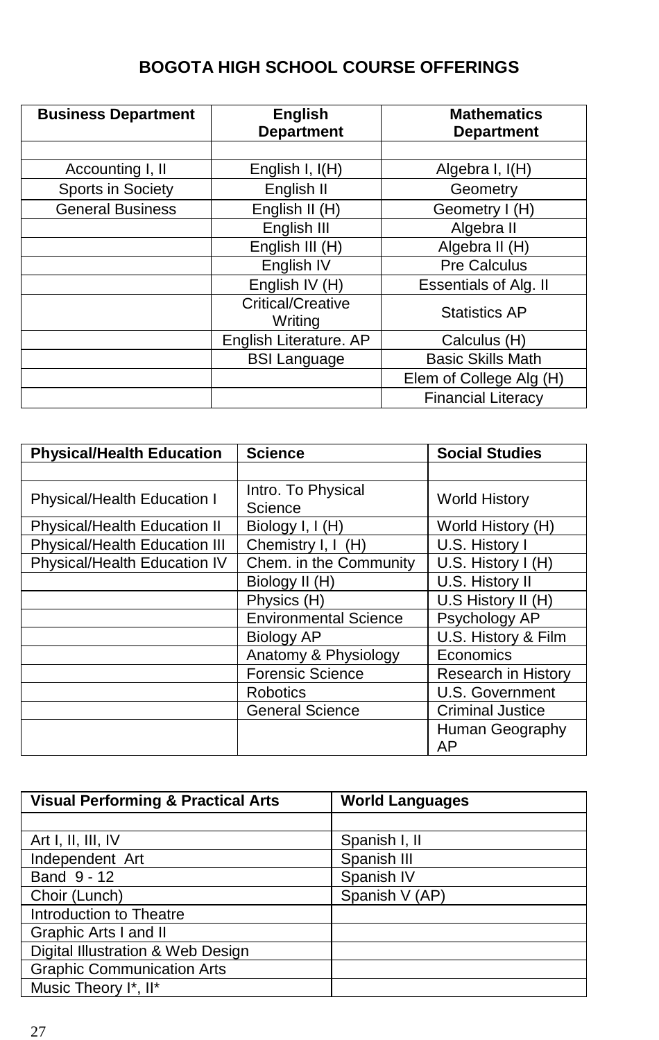# BOGOTA HIGH SCHOOL COURSE OFFERINGS

| Business Department | English Department | Mathematics Department |
|---|---|---|
| | | |
| Accounting I, II | English I, I(H) | Algebra I, I(H) |
| Sports in Society | English II | Geometry |
| General Business | English II (H) | Geometry I (H) |
| | English III | Algebra II |
| | English III (H) | Algebra II (H) |
| | English IV | Pre Calculus |
| | English IV (H) | Essentials of Alg. II |
| | Critical/Creative Writing | Statistics AP |
| | English Literature. AP | Calculus (H) |
| | BSI Language | Basic Skills Math |
| | | Elem of College Alg (H) |
| | | Financial Literacy |

| Physical/Health Education | Science | Social Studies |
|---|---|---|
| | | |
| Physical/Health Education I | Intro. To Physical Science | World History |
| Physical/Health Education II | Biology I, I (H) | World History (H) |
| Physical/Health Education III | Chemistry I, I (H) | U.S. History I |
| Physical/Health Education IV | Chem. in the Community | U.S. History I (H) |
| | Biology II (H) | U.S. History II |
| | Physics (H) | U.S History II (H) |
| | Environmental Science | Psychology AP |
| | Biology AP | U.S. History & Film |
| | Anatomy & Physiology | Economics |
| | Forensic Science | Research in History |
| | Robotics | U.S. Government |
| | General Science | Criminal Justice |
| | | Human Geography AP |

| Visual Performing & Practical Arts | World Languages |
|---|---|
| | |
| Art I, II, III, IV | Spanish I, II |
| Independent Art | Spanish III |
| Band 9 - 12 | Spanish IV |
| Choir (Lunch) | Spanish V (AP) |
| Introduction to Theatre | |
| Graphic Arts I and II | |
| Digital Illustration & Web Design | |
| Graphic Communication Arts | |
| Music Theory I*, II* | |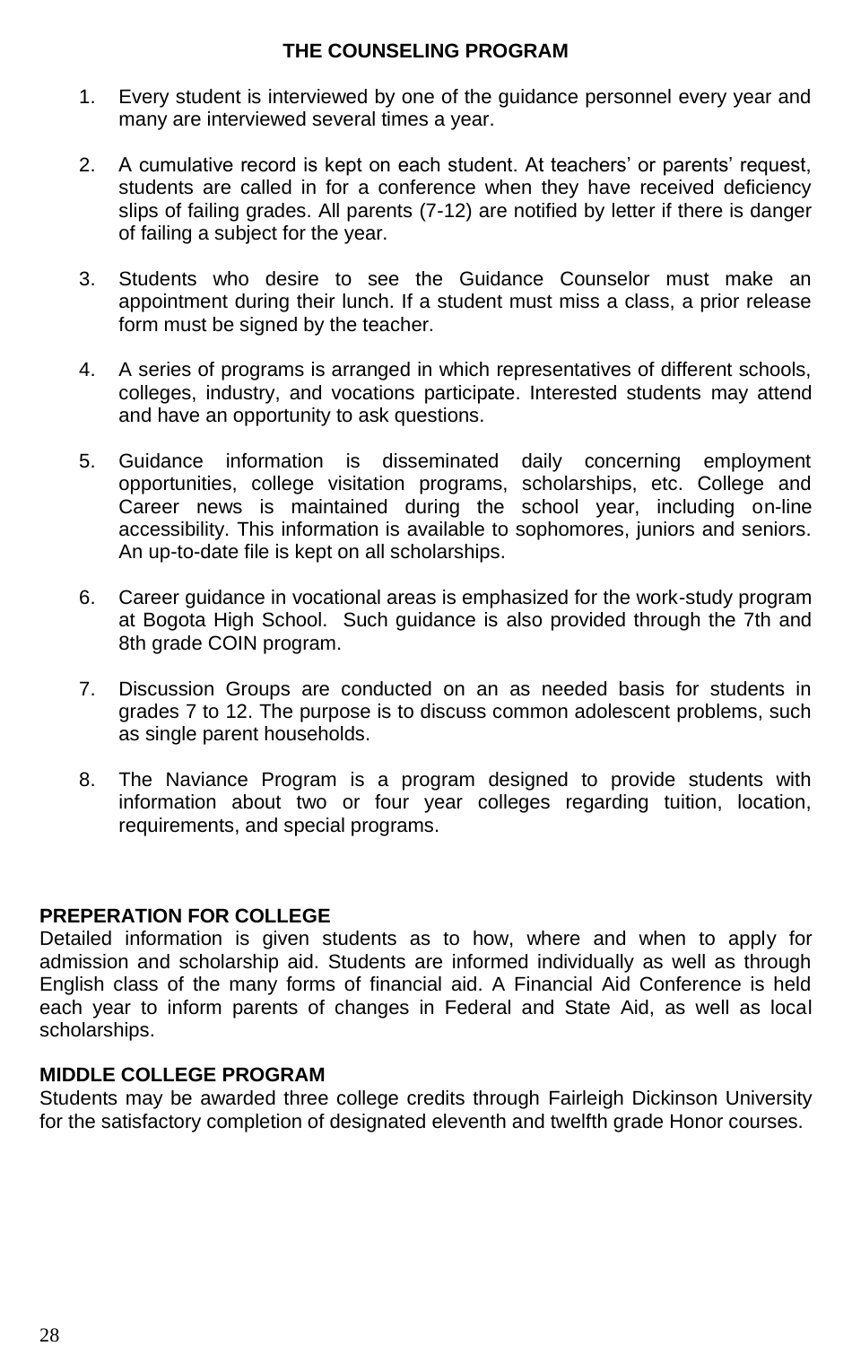## THE COUNSELING PROGRAM

1. Every student is interviewed by one of the guidance personnel every year and many are interviewed several times a year.

2. A cumulative record is kept on each student. At teachers' or parents' request, students are called in for a conference when they have received deficiency slips of failing grades. All parents (7-12) are notified by letter if there is danger of failing a subject for the year.

3. Students who desire to see the Guidance Counselor must make an appointment during their lunch. If a student must miss a class, a prior release form must be signed by the teacher.

4. A series of programs is arranged in which representatives of different schools, colleges, industry, and vocations participate. Interested students may attend and have an opportunity to ask questions.

5. Guidance information is disseminated daily concerning employment opportunities, college visitation programs, scholarships, etc. College and Career news is maintained during the school year, including on-line accessibility. This information is available to sophomores, juniors and seniors. An up-to-date file is kept on all scholarships.

6. Career guidance in vocational areas is emphasized for the work-study program at Bogota High School. Such guidance is also provided through the 7th and 8th grade COIN program.

7. Discussion Groups are conducted on an as needed basis for students in grades 7 to 12. The purpose is to discuss common adolescent problems, such as single parent households.

8. The Naviance Program is a program designed to provide students with information about two or four year colleges regarding tuition, location, requirements, and special programs.

### PREPERATION FOR COLLEGE

Detailed information is given students as to how, where and when to apply for admission and scholarship aid. Students are informed individually as well as through English class of the many forms of financial aid. A Financial Aid Conference is held each year to inform parents of changes in Federal and State Aid, as well as local scholarships.

### MIDDLE COLLEGE PROGRAM

Students may be awarded three college credits through Fairleigh Dickinson University for the satisfactory completion of designated eleventh and twelfth grade Honor courses.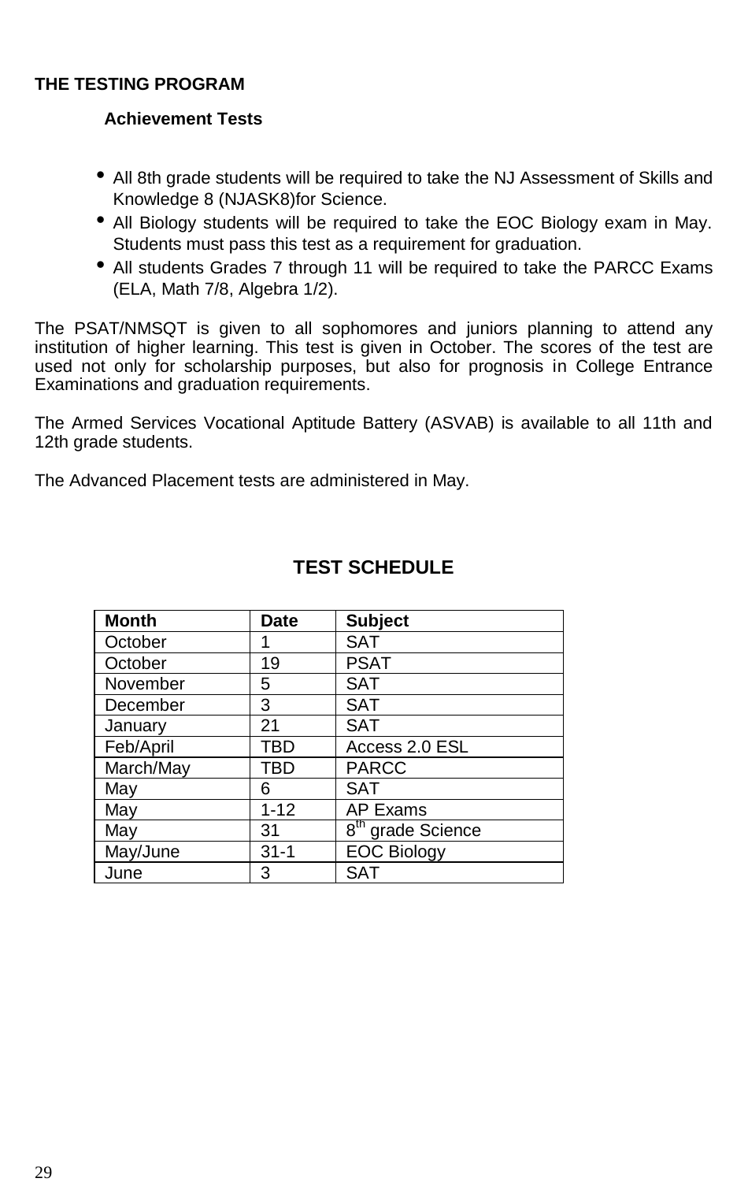## THE TESTING PROGRAM

### Achievement Tests

- All 8th grade students will be required to take the NJ Assessment of Skills and Knowledge 8 (NJASK8)for Science.
- All Biology students will be required to take the EOC Biology exam in May. Students must pass this test as a requirement for graduation.
- All students Grades 7 through 11 will be required to take the PARCC Exams (ELA, Math 7/8, Algebra 1/2).

The PSAT/NMSQT is given to all sophomores and juniors planning to attend any institution of higher learning. This test is given in October. The scores of the test are used not only for scholarship purposes, but also for prognosis in College Entrance Examinations and graduation requirements.

The Armed Services Vocational Aptitude Battery (ASVAB) is available to all 11th and 12th grade students.

The Advanced Placement tests are administered in May.

## TEST SCHEDULE

| Month | Date | Subject |
|---|---|---|
| October | 1 | SAT |
| October | 19 | PSAT |
| November | 5 | SAT |
| December | 3 | SAT |
| January | 21 | SAT |
| Feb/April | TBD | Access 2.0 ESL |
| March/May | TBD | PARCC |
| May | 6 | SAT |
| May | 1-12 | AP Exams |
| May | 31 | 8th grade Science |
| May/June | 31-1 | EOC Biology |
| June | 3 | SAT |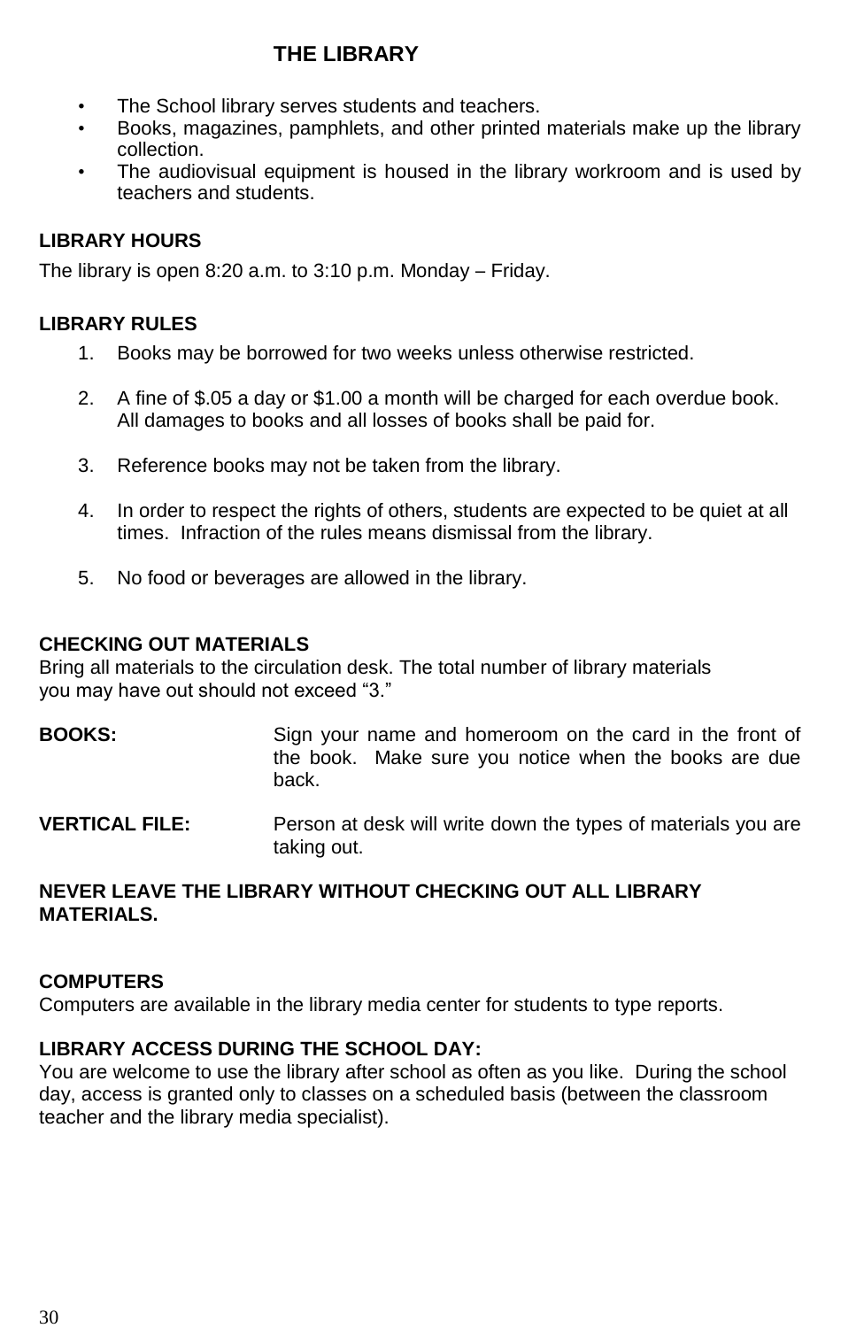# THE LIBRARY

- The School library serves students and teachers.
- Books, magazines, pamphlets, and other printed materials make up the library collection.
- The audiovisual equipment is housed in the library workroom and is used by teachers and students.

## LIBRARY HOURS

The library is open 8:20 a.m. to 3:10 p.m. Monday – Friday.

## LIBRARY RULES

1. Books may be borrowed for two weeks unless otherwise restricted.

2. A fine of $.05 a day or $1.00 a month will be charged for each overdue book. All damages to books and all losses of books shall be paid for.

3. Reference books may not be taken from the library.

4. In order to respect the rights of others, students are expected to be quiet at all times. Infraction of the rules means dismissal from the library.

5. No food or beverages are allowed in the library.

## CHECKING OUT MATERIALS

Bring all materials to the circulation desk. The total number of library materials you may have out should not exceed "3."

**BOOKS:** Sign your name and homeroom on the card in the front of the book. Make sure you notice when the books are due back.

**VERTICAL FILE:** Person at desk will write down the types of materials you are taking out.

**NEVER LEAVE THE LIBRARY WITHOUT CHECKING OUT ALL LIBRARY MATERIALS.**

## COMPUTERS

Computers are available in the library media center for students to type reports.

## LIBRARY ACCESS DURING THE SCHOOL DAY:

You are welcome to use the library after school as often as you like. During the school day, access is granted only to classes on a scheduled basis (between the classroom teacher and the library media specialist).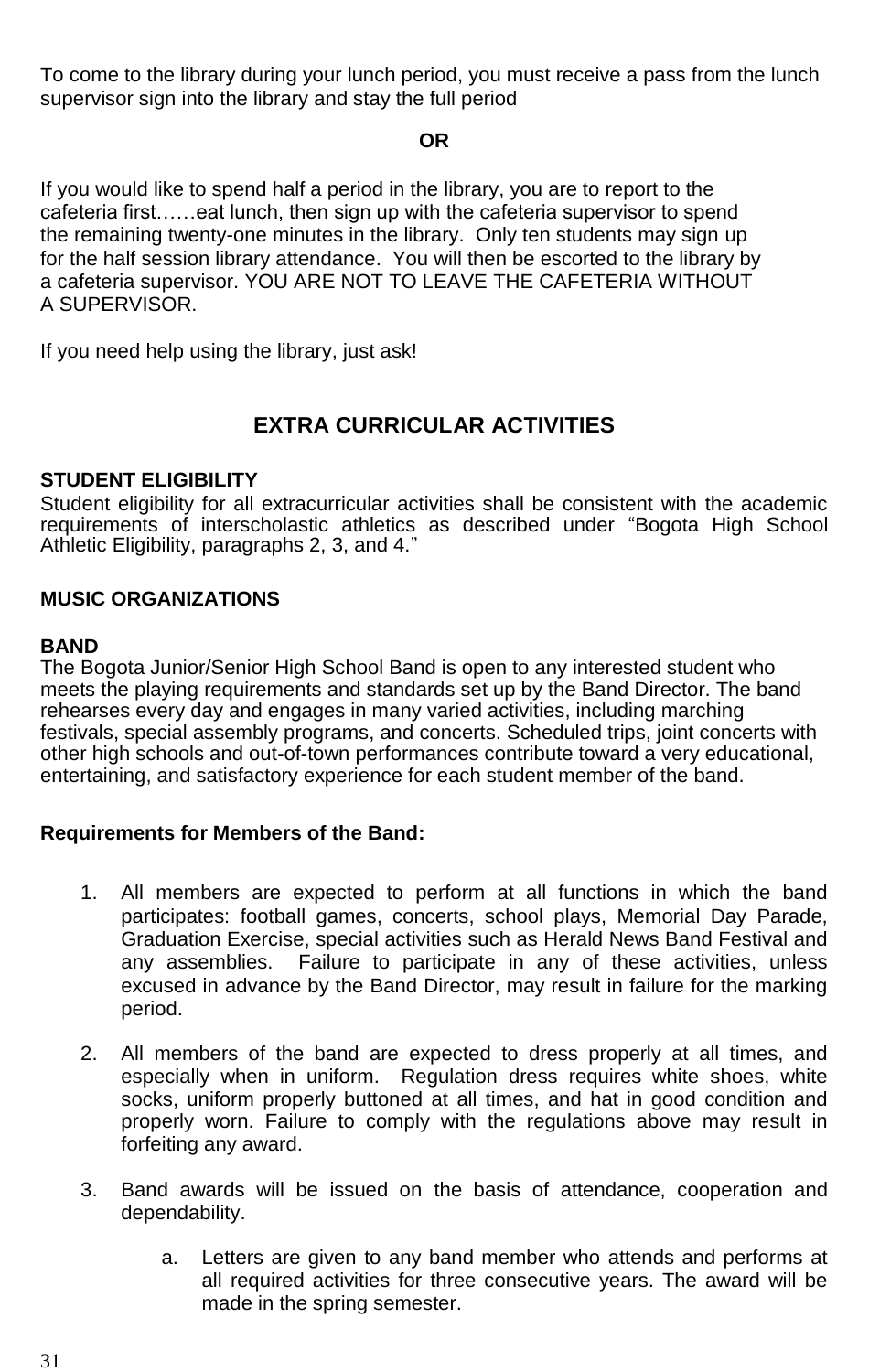To come to the library during your lunch period, you must receive a pass from the lunch supervisor sign into the library and stay the full period

**OR**

If you would like to spend half a period in the library, you are to report to the cafeteria first……eat lunch, then sign up with the cafeteria supervisor to spend the remaining twenty-one minutes in the library. Only ten students may sign up for the half session library attendance. You will then be escorted to the library by a cafeteria supervisor. YOU ARE NOT TO LEAVE THE CAFETERIA WITHOUT A SUPERVISOR.

If you need help using the library, just ask!

## EXTRA CURRICULAR ACTIVITIES

**STUDENT ELIGIBILITY**
Student eligibility for all extracurricular activities shall be consistent with the academic requirements of interscholastic athletics as described under "Bogota High School Athletic Eligibility, paragraphs 2, 3, and 4."

**MUSIC ORGANIZATIONS**

**BAND**
The Bogota Junior/Senior High School Band is open to any interested student who meets the playing requirements and standards set up by the Band Director. The band rehearses every day and engages in many varied activities, including marching festivals, special assembly programs, and concerts. Scheduled trips, joint concerts with other high schools and out-of-town performances contribute toward a very educational, entertaining, and satisfactory experience for each student member of the band.

**Requirements for Members of the Band:**

1. All members are expected to perform at all functions in which the band participates: football games, concerts, school plays, Memorial Day Parade, Graduation Exercise, special activities such as Herald News Band Festival and any assemblies. Failure to participate in any of these activities, unless excused in advance by the Band Director, may result in failure for the marking period.

2. All members of the band are expected to dress properly at all times, and especially when in uniform. Regulation dress requires white shoes, white socks, uniform properly buttoned at all times, and hat in good condition and properly worn. Failure to comply with the regulations above may result in forfeiting any award.

3. Band awards will be issued on the basis of attendance, cooperation and dependability.

   a. Letters are given to any band member who attends and performs at all required activities for three consecutive years. The award will be made in the spring semester.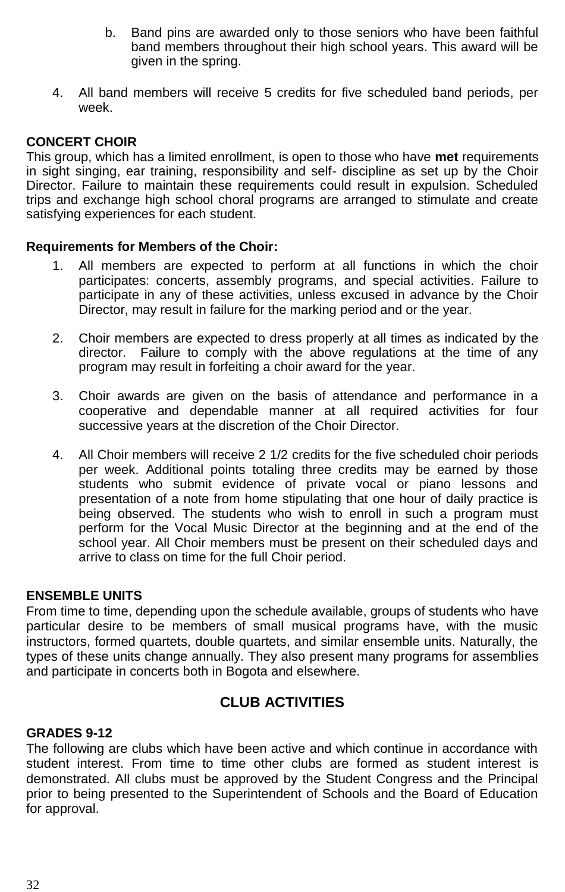b. Band pins are awarded only to those seniors who have been faithful band members throughout their high school years. This award will be given in the spring.

4. All band members will receive 5 credits for five scheduled band periods, per week.

**CONCERT CHOIR**

This group, which has a limited enrollment, is open to those who have **met** requirements in sight singing, ear training, responsibility and self- discipline as set up by the Choir Director. Failure to maintain these requirements could result in expulsion. Scheduled trips and exchange high school choral programs are arranged to stimulate and create satisfying experiences for each student.

**Requirements for Members of the Choir:**

1. All members are expected to perform at all functions in which the choir participates: concerts, assembly programs, and special activities. Failure to participate in any of these activities, unless excused in advance by the Choir Director, may result in failure for the marking period and or the year.

2. Choir members are expected to dress properly at all times as indicated by the director. Failure to comply with the above regulations at the time of any program may result in forfeiting a choir award for the year.

3. Choir awards are given on the basis of attendance and performance in a cooperative and dependable manner at all required activities for four successive years at the discretion of the Choir Director.

4. All Choir members will receive 2 1/2 credits for the five scheduled choir periods per week. Additional points totaling three credits may be earned by those students who submit evidence of private vocal or piano lessons and presentation of a note from home stipulating that one hour of daily practice is being observed. The students who wish to enroll in such a program must perform for the Vocal Music Director at the beginning and at the end of the school year. All Choir members must be present on their scheduled days and arrive to class on time for the full Choir period.

**ENSEMBLE UNITS**

From time to time, depending upon the schedule available, groups of students who have particular desire to be members of small musical programs have, with the music instructors, formed quartets, double quartets, and similar ensemble units. Naturally, the types of these units change annually. They also present many programs for assemblies and participate in concerts both in Bogota and elsewhere.

## CLUB ACTIVITIES

**GRADES 9-12**

The following are clubs which have been active and which continue in accordance with student interest. From time to time other clubs are formed as student interest is demonstrated. All clubs must be approved by the Student Congress and the Principal prior to being presented to the Superintendent of Schools and the Board of Education for approval.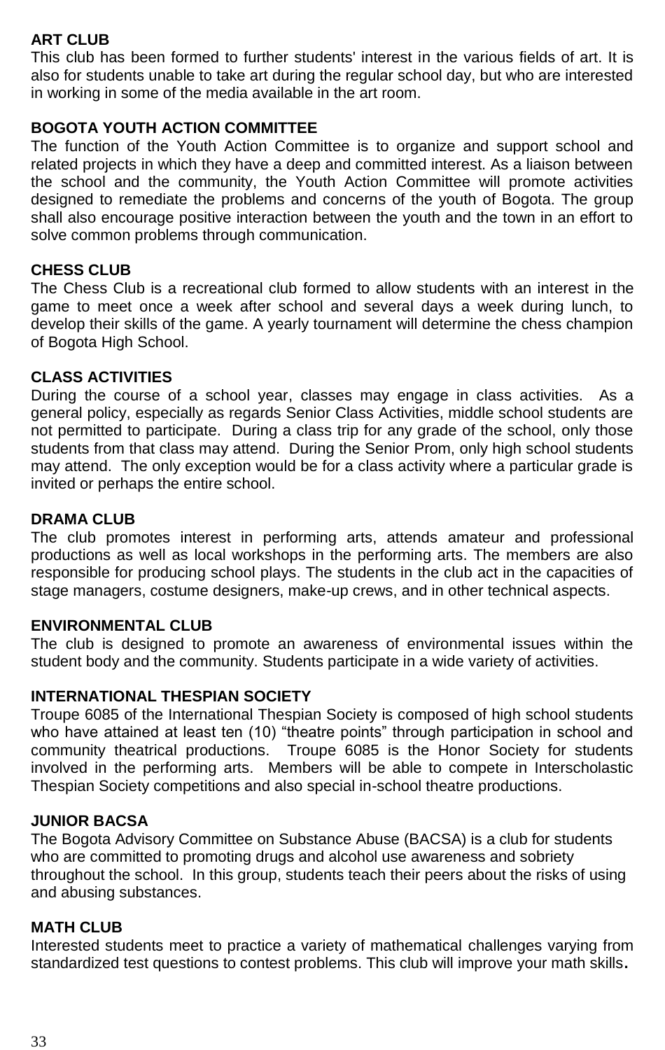**ART CLUB**
This club has been formed to further students' interest in the various fields of art. It is also for students unable to take art during the regular school day, but who are interested in working in some of the media available in the art room.

**BOGOTA YOUTH ACTION COMMITTEE**
The function of the Youth Action Committee is to organize and support school and related projects in which they have a deep and committed interest. As a liaison between the school and the community, the Youth Action Committee will promote activities designed to remediate the problems and concerns of the youth of Bogota. The group shall also encourage positive interaction between the youth and the town in an effort to solve common problems through communication.

**CHESS CLUB**
The Chess Club is a recreational club formed to allow students with an interest in the game to meet once a week after school and several days a week during lunch, to develop their skills of the game. A yearly tournament will determine the chess champion of Bogota High School.

**CLASS ACTIVITIES**
During the course of a school year, classes may engage in class activities. As a general policy, especially as regards Senior Class Activities, middle school students are not permitted to participate. During a class trip for any grade of the school, only those students from that class may attend. During the Senior Prom, only high school students may attend. The only exception would be for a class activity where a particular grade is invited or perhaps the entire school.

**DRAMA CLUB**
The club promotes interest in performing arts, attends amateur and professional productions as well as local workshops in the performing arts. The members are also responsible for producing school plays. The students in the club act in the capacities of stage managers, costume designers, make-up crews, and in other technical aspects.

**ENVIRONMENTAL CLUB**
The club is designed to promote an awareness of environmental issues within the student body and the community. Students participate in a wide variety of activities.

**INTERNATIONAL THESPIAN SOCIETY**
Troupe 6085 of the International Thespian Society is composed of high school students who have attained at least ten (10) "theatre points" through participation in school and community theatrical productions. Troupe 6085 is the Honor Society for students involved in the performing arts. Members will be able to compete in Interscholastic Thespian Society competitions and also special in-school theatre productions.

**JUNIOR BACSA**
The Bogota Advisory Committee on Substance Abuse (BACSA) is a club for students who are committed to promoting drugs and alcohol use awareness and sobriety throughout the school. In this group, students teach their peers about the risks of using and abusing substances.

**MATH CLUB**
Interested students meet to practice a variety of mathematical challenges varying from standardized test questions to contest problems. This club will improve your math skills**.**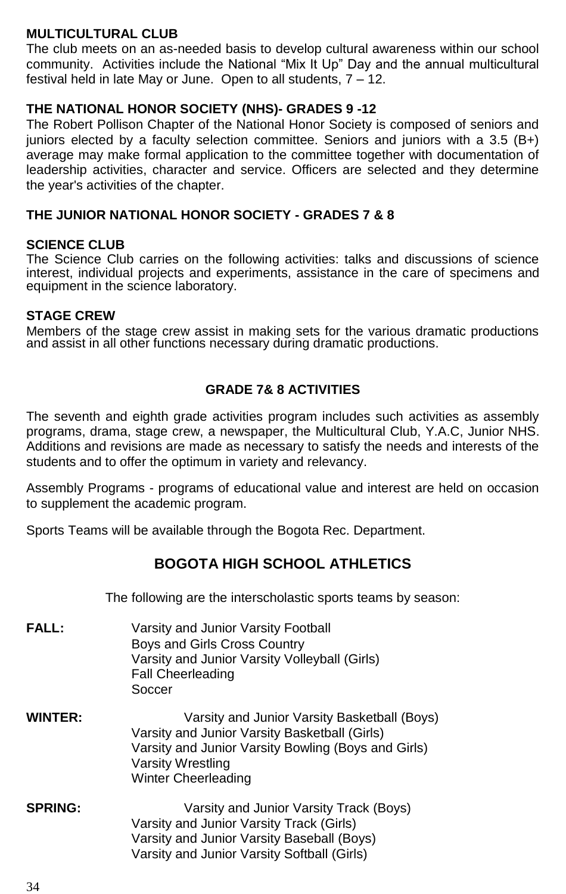**MULTICULTURAL CLUB**
The club meets on an as-needed basis to develop cultural awareness within our school community. Activities include the National "Mix It Up" Day and the annual multicultural festival held in late May or June. Open to all students, 7 – 12.

**THE NATIONAL HONOR SOCIETY (NHS)- GRADES 9 -12**
The Robert Pollison Chapter of the National Honor Society is composed of seniors and juniors elected by a faculty selection committee. Seniors and juniors with a 3.5 (B+) average may make formal application to the committee together with documentation of leadership activities, character and service. Officers are selected and they determine the year's activities of the chapter.

**THE JUNIOR NATIONAL HONOR SOCIETY - GRADES 7 & 8**

**SCIENCE CLUB**
The Science Club carries on the following activities: talks and discussions of science interest, individual projects and experiments, assistance in the care of specimens and equipment in the science laboratory.

**STAGE CREW**
Members of the stage crew assist in making sets for the various dramatic productions and assist in all other functions necessary during dramatic productions.

## GRADE 7& 8 ACTIVITIES

The seventh and eighth grade activities program includes such activities as assembly programs, drama, stage crew, a newspaper, the Multicultural Club, Y.A.C, Junior NHS. Additions and revisions are made as necessary to satisfy the needs and interests of the students and to offer the optimum in variety and relevancy.

Assembly Programs - programs of educational value and interest are held on occasion to supplement the academic program.

Sports Teams will be available through the Bogota Rec. Department.

## BOGOTA HIGH SCHOOL ATHLETICS

The following are the interscholastic sports teams by season:

**FALL:**
- Varsity and Junior Varsity Football
- Boys and Girls Cross Country
- Varsity and Junior Varsity Volleyball (Girls)
- Fall Cheerleading
- Soccer

**WINTER:**
- Varsity and Junior Varsity Basketball (Boys)
- Varsity and Junior Varsity Basketball (Girls)
- Varsity and Junior Varsity Bowling (Boys and Girls)
- Varsity Wrestling
- Winter Cheerleading

**SPRING:**
- Varsity and Junior Varsity Track (Boys)
- Varsity and Junior Varsity Track (Girls)
- Varsity and Junior Varsity Baseball (Boys)
- Varsity and Junior Varsity Softball (Girls)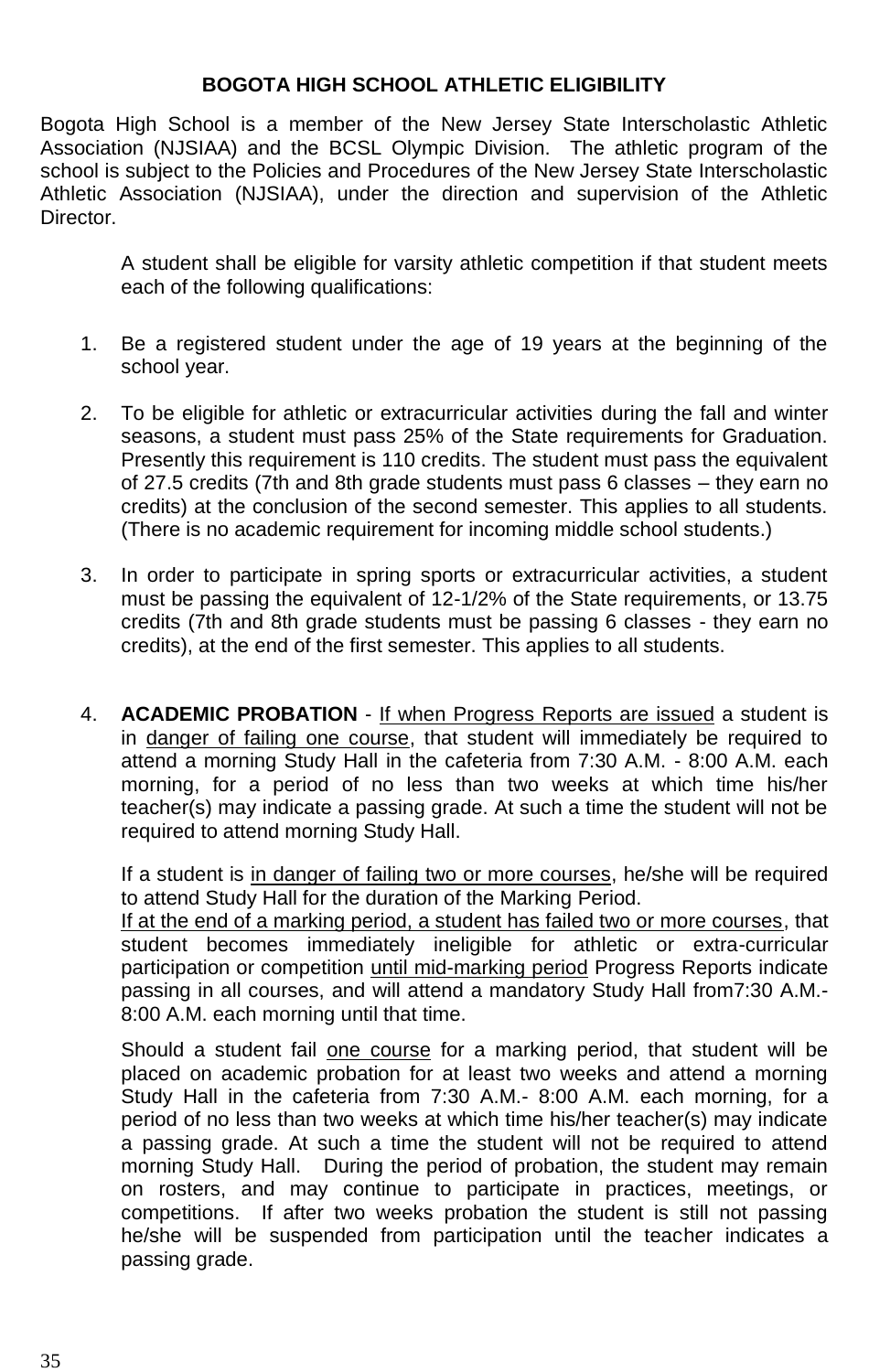## BOGOTA HIGH SCHOOL ATHLETIC ELIGIBILITY

Bogota High School is a member of the New Jersey State Interscholastic Athletic Association (NJSIAA) and the BCSL Olympic Division. The athletic program of the school is subject to the Policies and Procedures of the New Jersey State Interscholastic Athletic Association (NJSIAA), under the direction and supervision of the Athletic Director.

A student shall be eligible for varsity athletic competition if that student meets each of the following qualifications:

1. Be a registered student under the age of 19 years at the beginning of the school year.

2. To be eligible for athletic or extracurricular activities during the fall and winter seasons, a student must pass 25% of the State requirements for Graduation. Presently this requirement is 110 credits. The student must pass the equivalent of 27.5 credits (7th and 8th grade students must pass 6 classes – they earn no credits) at the conclusion of the second semester. This applies to all students. (There is no academic requirement for incoming middle school students.)

3. In order to participate in spring sports or extracurricular activities, a student must be passing the equivalent of 12-1/2% of the State requirements, or 13.75 credits (7th and 8th grade students must be passing 6 classes - they earn no credits), at the end of the first semester. This applies to all students.

4. **ACADEMIC PROBATION** - If when Progress Reports are issued a student is in danger of failing one course, that student will immediately be required to attend a morning Study Hall in the cafeteria from 7:30 A.M. - 8:00 A.M. each morning, for a period of no less than two weeks at which time his/her teacher(s) may indicate a passing grade. At such a time the student will not be required to attend morning Study Hall.

   If a student is in danger of failing two or more courses, he/she will be required to attend Study Hall for the duration of the Marking Period.
   If at the end of a marking period, a student has failed two or more courses, that student becomes immediately ineligible for athletic or extra-curricular participation or competition until mid-marking period Progress Reports indicate passing in all courses, and will attend a mandatory Study Hall from7:30 A.M.- 8:00 A.M. each morning until that time.

   Should a student fail one course for a marking period, that student will be placed on academic probation for at least two weeks and attend a morning Study Hall in the cafeteria from 7:30 A.M.- 8:00 A.M. each morning, for a period of no less than two weeks at which time his/her teacher(s) may indicate a passing grade. At such a time the student will not be required to attend morning Study Hall. During the period of probation, the student may remain on rosters, and may continue to participate in practices, meetings, or competitions. If after two weeks probation the student is still not passing he/she will be suspended from participation until the teacher indicates a passing grade.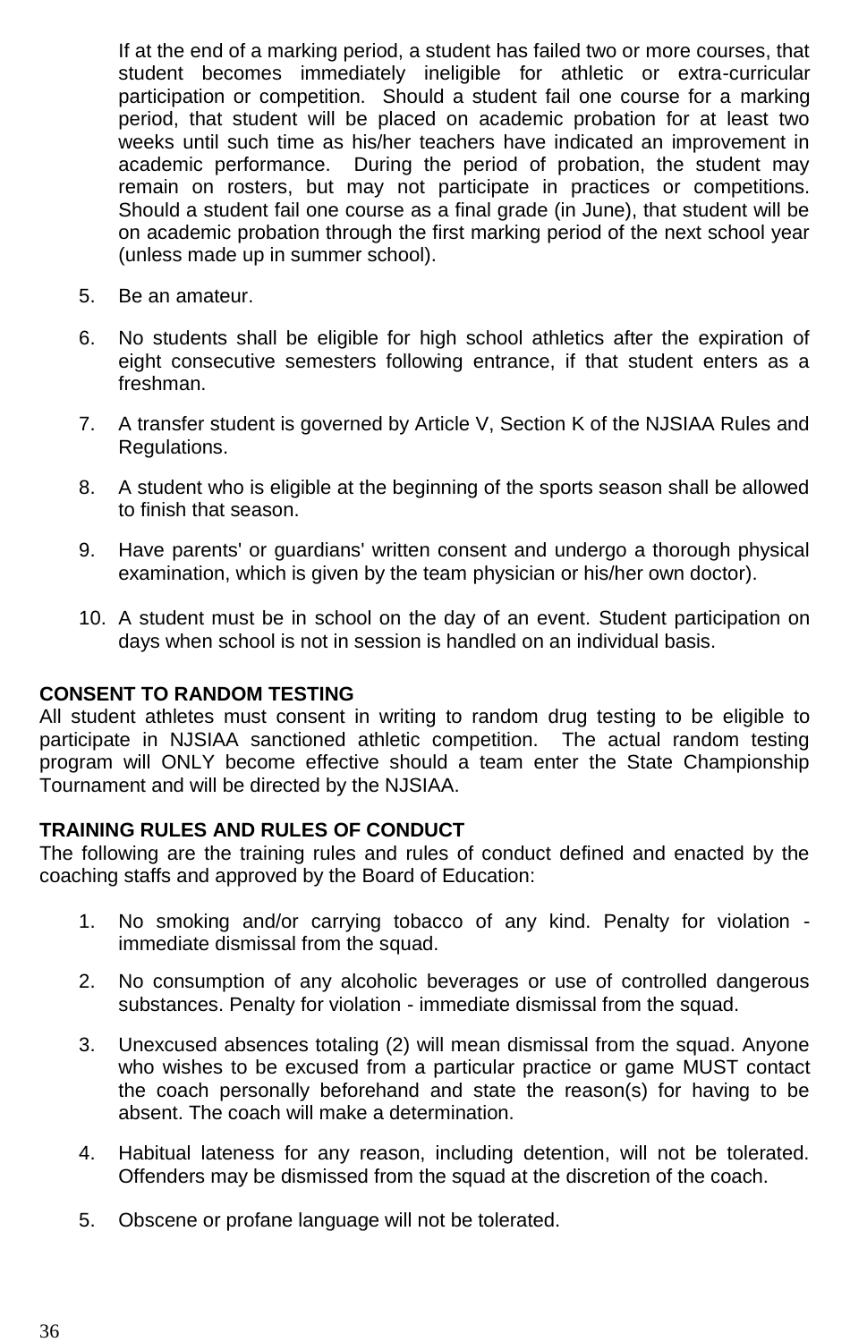If at the end of a marking period, a student has failed two or more courses, that student becomes immediately ineligible for athletic or extra-curricular participation or competition. Should a student fail one course for a marking period, that student will be placed on academic probation for at least two weeks until such time as his/her teachers have indicated an improvement in academic performance. During the period of probation, the student may remain on rosters, but may not participate in practices or competitions. Should a student fail one course as a final grade (in June), that student will be on academic probation through the first marking period of the next school year (unless made up in summer school).

5. Be an amateur.

6. No students shall be eligible for high school athletics after the expiration of eight consecutive semesters following entrance, if that student enters as a freshman.

7. A transfer student is governed by Article V, Section K of the NJSIAA Rules and Regulations.

8. A student who is eligible at the beginning of the sports season shall be allowed to finish that season.

9. Have parents' or guardians' written consent and undergo a thorough physical examination, which is given by the team physician or his/her own doctor).

10. A student must be in school on the day of an event. Student participation on days when school is not in session is handled on an individual basis.

**CONSENT TO RANDOM TESTING**

All student athletes must consent in writing to random drug testing to be eligible to participate in NJSIAA sanctioned athletic competition. The actual random testing program will ONLY become effective should a team enter the State Championship Tournament and will be directed by the NJSIAA.

**TRAINING RULES AND RULES OF CONDUCT**

The following are the training rules and rules of conduct defined and enacted by the coaching staffs and approved by the Board of Education:

1. No smoking and/or carrying tobacco of any kind. Penalty for violation - immediate dismissal from the squad.

2. No consumption of any alcoholic beverages or use of controlled dangerous substances. Penalty for violation - immediate dismissal from the squad.

3. Unexcused absences totaling (2) will mean dismissal from the squad. Anyone who wishes to be excused from a particular practice or game MUST contact the coach personally beforehand and state the reason(s) for having to be absent. The coach will make a determination.

4. Habitual lateness for any reason, including detention, will not be tolerated. Offenders may be dismissed from the squad at the discretion of the coach.

5. Obscene or profane language will not be tolerated.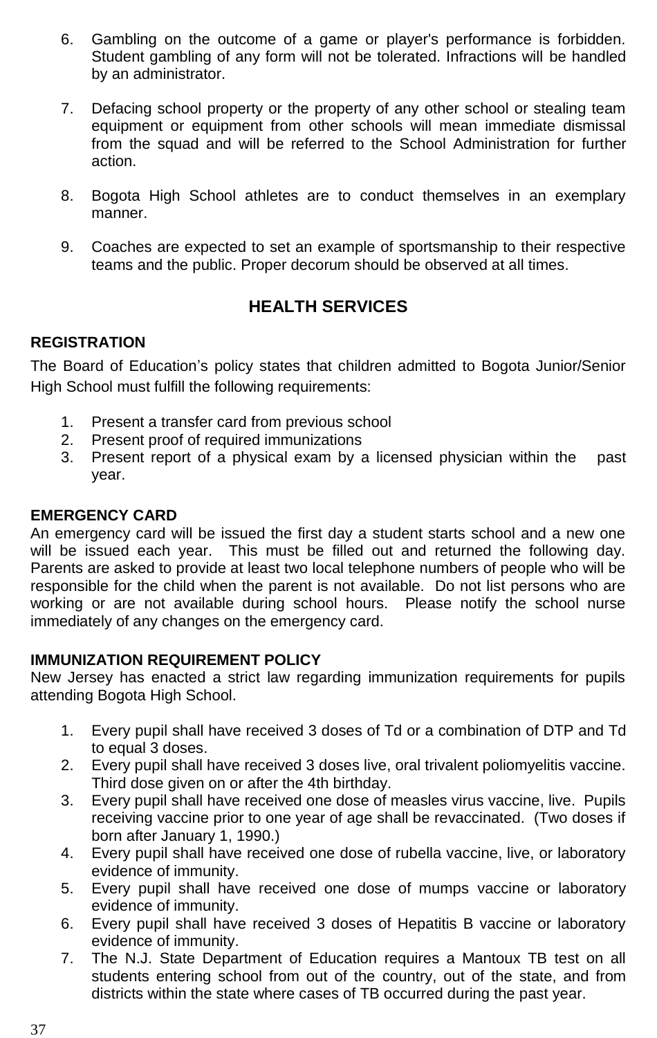6. Gambling on the outcome of a game or player's performance is forbidden. Student gambling of any form will not be tolerated. Infractions will be handled by an administrator.

7. Defacing school property or the property of any other school or stealing team equipment or equipment from other schools will mean immediate dismissal from the squad and will be referred to the School Administration for further action.

8. Bogota High School athletes are to conduct themselves in an exemplary manner.

9. Coaches are expected to set an example of sportsmanship to their respective teams and the public. Proper decorum should be observed at all times.

## HEALTH SERVICES

### REGISTRATION

The Board of Education's policy states that children admitted to Bogota Junior/Senior High School must fulfill the following requirements:

1. Present a transfer card from previous school
2. Present proof of required immunizations
3. Present report of a physical exam by a licensed physician within the past year.

### EMERGENCY CARD

An emergency card will be issued the first day a student starts school and a new one will be issued each year. This must be filled out and returned the following day. Parents are asked to provide at least two local telephone numbers of people who will be responsible for the child when the parent is not available. Do not list persons who are working or are not available during school hours. Please notify the school nurse immediately of any changes on the emergency card.

### IMMUNIZATION REQUIREMENT POLICY

New Jersey has enacted a strict law regarding immunization requirements for pupils attending Bogota High School.

1. Every pupil shall have received 3 doses of Td or a combination of DTP and Td to equal 3 doses.
2. Every pupil shall have received 3 doses live, oral trivalent poliomyelitis vaccine. Third dose given on or after the 4th birthday.
3. Every pupil shall have received one dose of measles virus vaccine, live. Pupils receiving vaccine prior to one year of age shall be revaccinated. (Two doses if born after January 1, 1990.)
4. Every pupil shall have received one dose of rubella vaccine, live, or laboratory evidence of immunity.
5. Every pupil shall have received one dose of mumps vaccine or laboratory evidence of immunity.
6. Every pupil shall have received 3 doses of Hepatitis B vaccine or laboratory evidence of immunity.
7. The N.J. State Department of Education requires a Mantoux TB test on all students entering school from out of the country, out of the state, and from districts within the state where cases of TB occurred during the past year.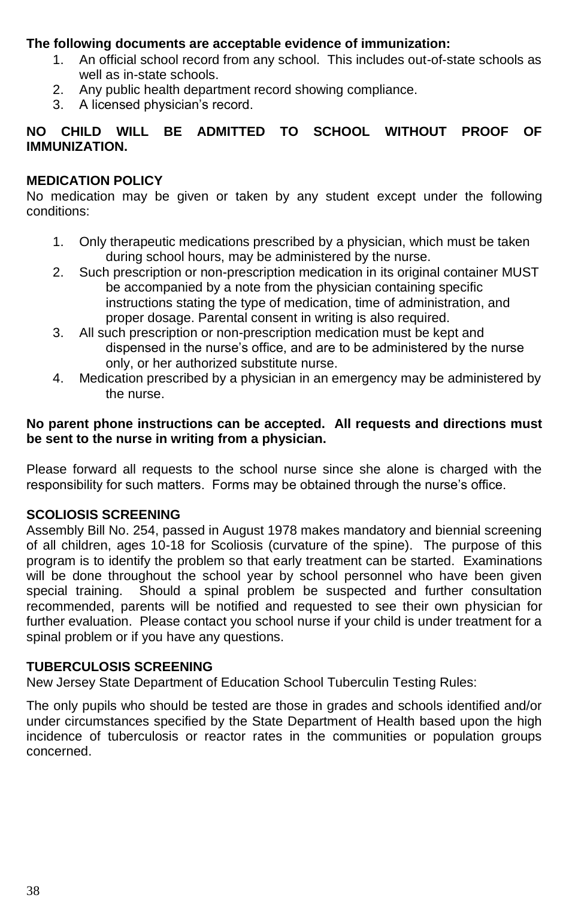**The following documents are acceptable evidence of immunization:**

1. An official school record from any school. This includes out-of-state schools as well as in-state schools.
2. Any public health department record showing compliance.
3. A licensed physician's record.

**NO CHILD WILL BE ADMITTED TO SCHOOL WITHOUT PROOF OF IMMUNIZATION.**

**MEDICATION POLICY**

No medication may be given or taken by any student except under the following conditions:

1. Only therapeutic medications prescribed by a physician, which must be taken during school hours, may be administered by the nurse.
2. Such prescription or non-prescription medication in its original container MUST be accompanied by a note from the physician containing specific instructions stating the type of medication, time of administration, and proper dosage. Parental consent in writing is also required.
3. All such prescription or non-prescription medication must be kept and dispensed in the nurse's office, and are to be administered by the nurse only, or her authorized substitute nurse.
4. Medication prescribed by a physician in an emergency may be administered by the nurse.

**No parent phone instructions can be accepted. All requests and directions must be sent to the nurse in writing from a physician.**

Please forward all requests to the school nurse since she alone is charged with the responsibility for such matters. Forms may be obtained through the nurse's office.

**SCOLIOSIS SCREENING**

Assembly Bill No. 254, passed in August 1978 makes mandatory and biennial screening of all children, ages 10-18 for Scoliosis (curvature of the spine). The purpose of this program is to identify the problem so that early treatment can be started. Examinations will be done throughout the school year by school personnel who have been given special training. Should a spinal problem be suspected and further consultation recommended, parents will be notified and requested to see their own physician for further evaluation. Please contact you school nurse if your child is under treatment for a spinal problem or if you have any questions.

**TUBERCULOSIS SCREENING**

New Jersey State Department of Education School Tuberculin Testing Rules:

The only pupils who should be tested are those in grades and schools identified and/or under circumstances specified by the State Department of Health based upon the high incidence of tuberculosis or reactor rates in the communities or population groups concerned.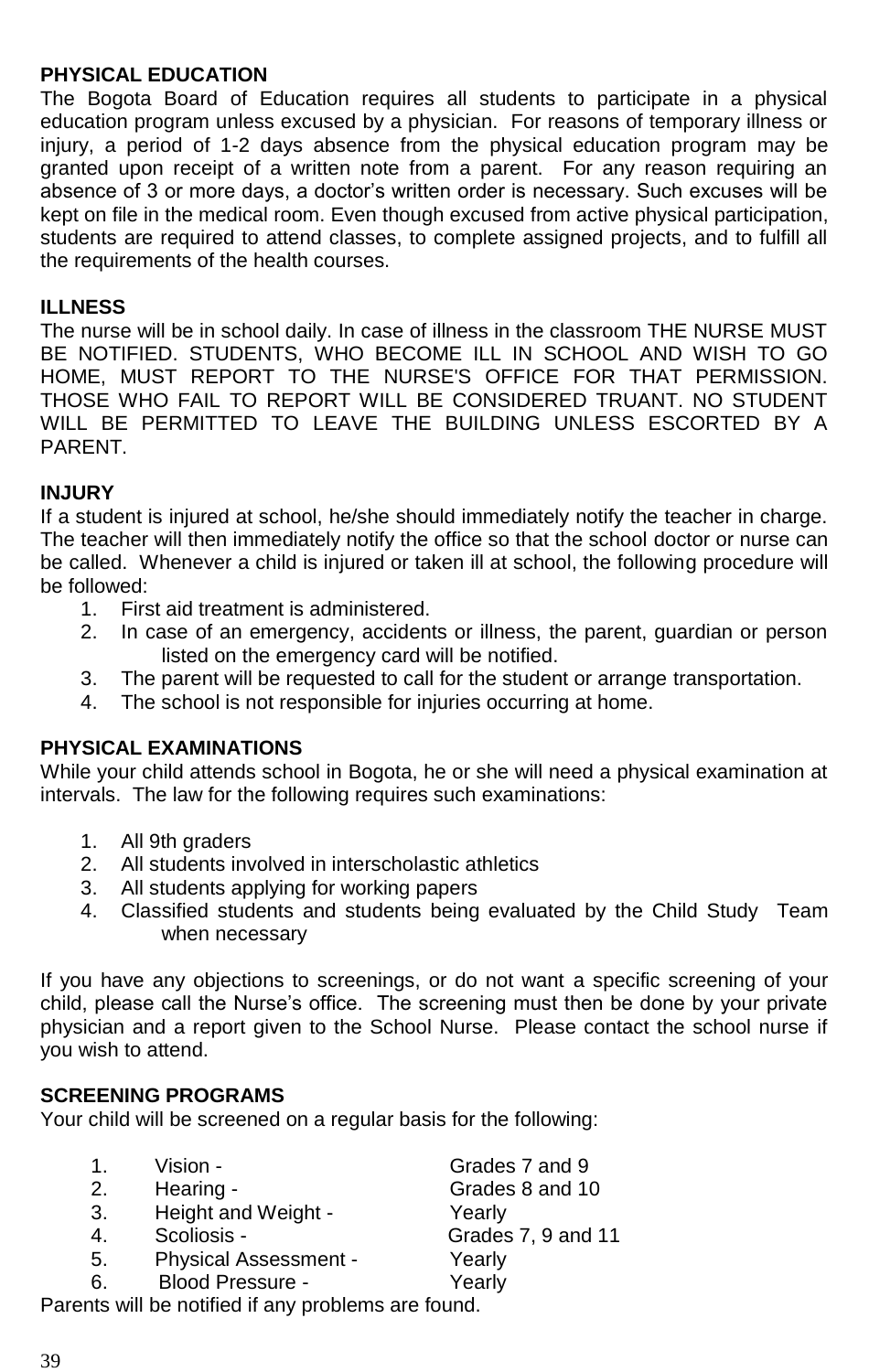**PHYSICAL EDUCATION**

The Bogota Board of Education requires all students to participate in a physical education program unless excused by a physician. For reasons of temporary illness or injury, a period of 1-2 days absence from the physical education program may be granted upon receipt of a written note from a parent. For any reason requiring an absence of 3 or more days, a doctor's written order is necessary. Such excuses will be kept on file in the medical room. Even though excused from active physical participation, students are required to attend classes, to complete assigned projects, and to fulfill all the requirements of the health courses.

**ILLNESS**

The nurse will be in school daily. In case of illness in the classroom THE NURSE MUST BE NOTIFIED. STUDENTS, WHO BECOME ILL IN SCHOOL AND WISH TO GO HOME, MUST REPORT TO THE NURSE'S OFFICE FOR THAT PERMISSION. THOSE WHO FAIL TO REPORT WILL BE CONSIDERED TRUANT. NO STUDENT WILL BE PERMITTED TO LEAVE THE BUILDING UNLESS ESCORTED BY A PARENT.

**INJURY**

If a student is injured at school, he/she should immediately notify the teacher in charge. The teacher will then immediately notify the office so that the school doctor or nurse can be called. Whenever a child is injured or taken ill at school, the following procedure will be followed:

1. First aid treatment is administered.
2. In case of an emergency, accidents or illness, the parent, guardian or person listed on the emergency card will be notified.
3. The parent will be requested to call for the student or arrange transportation.
4. The school is not responsible for injuries occurring at home.

**PHYSICAL EXAMINATIONS**

While your child attends school in Bogota, he or she will need a physical examination at intervals. The law for the following requires such examinations:

1. All 9th graders
2. All students involved in interscholastic athletics
3. All students applying for working papers
4. Classified students and students being evaluated by the Child Study Team when necessary

If you have any objections to screenings, or do not want a specific screening of your child, please call the Nurse's office. The screening must then be done by your private physician and a report given to the School Nurse. Please contact the school nurse if you wish to attend.

**SCREENING PROGRAMS**

Your child will be screened on a regular basis for the following:

1. Vision - Grades 7 and 9
2. Hearing - Grades 8 and 10
3. Height and Weight - Yearly
4. Scoliosis - Grades 7, 9 and 11
5. Physical Assessment - Yearly
6. Blood Pressure - Yearly

Parents will be notified if any problems are found.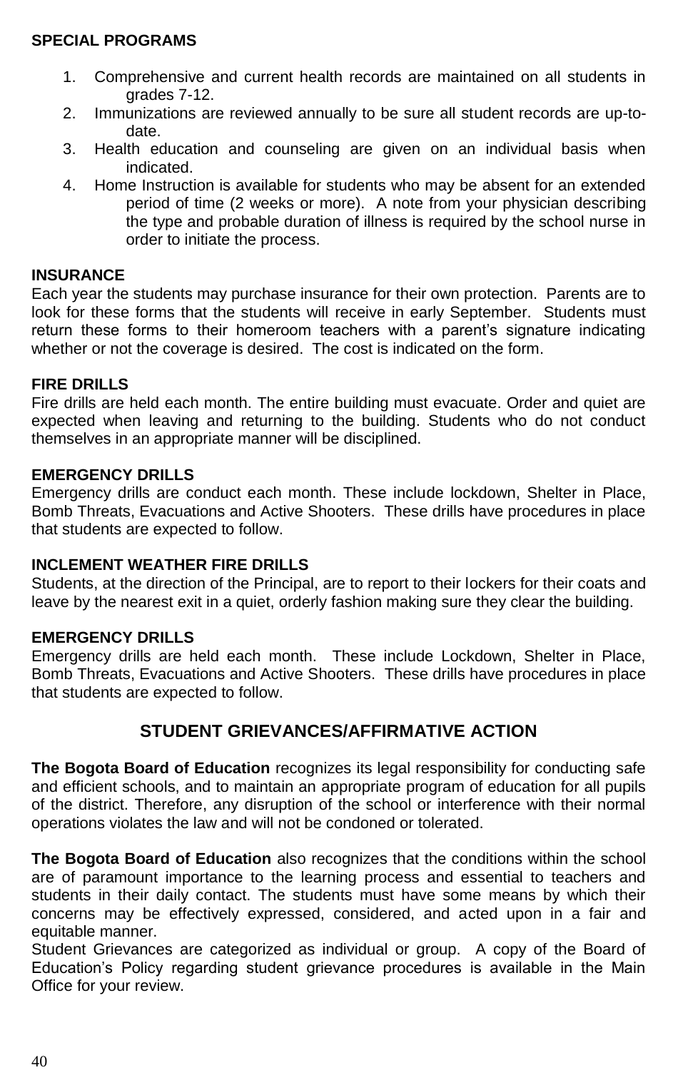**SPECIAL PROGRAMS**

1. Comprehensive and current health records are maintained on all students in grades 7-12.
2. Immunizations are reviewed annually to be sure all student records are up-to-date.
3. Health education and counseling are given on an individual basis when indicated.
4. Home Instruction is available for students who may be absent for an extended period of time (2 weeks or more). A note from your physician describing the type and probable duration of illness is required by the school nurse in order to initiate the process.

**INSURANCE**

Each year the students may purchase insurance for their own protection. Parents are to look for these forms that the students will receive in early September. Students must return these forms to their homeroom teachers with a parent's signature indicating whether or not the coverage is desired. The cost is indicated on the form.

**FIRE DRILLS**

Fire drills are held each month. The entire building must evacuate. Order and quiet are expected when leaving and returning to the building. Students who do not conduct themselves in an appropriate manner will be disciplined.

**EMERGENCY DRILLS**

Emergency drills are conduct each month. These include lockdown, Shelter in Place, Bomb Threats, Evacuations and Active Shooters. These drills have procedures in place that students are expected to follow.

**INCLEMENT WEATHER FIRE DRILLS**

Students, at the direction of the Principal, are to report to their lockers for their coats and leave by the nearest exit in a quiet, orderly fashion making sure they clear the building.

**EMERGENCY DRILLS**

Emergency drills are held each month. These include Lockdown, Shelter in Place, Bomb Threats, Evacuations and Active Shooters. These drills have procedures in place that students are expected to follow.

## STUDENT GRIEVANCES/AFFIRMATIVE ACTION

**The Bogota Board of Education** recognizes its legal responsibility for conducting safe and efficient schools, and to maintain an appropriate program of education for all pupils of the district. Therefore, any disruption of the school or interference with their normal operations violates the law and will not be condoned or tolerated.

**The Bogota Board of Education** also recognizes that the conditions within the school are of paramount importance to the learning process and essential to teachers and students in their daily contact. The students must have some means by which their concerns may be effectively expressed, considered, and acted upon in a fair and equitable manner.
Student Grievances are categorized as individual or group. A copy of the Board of Education's Policy regarding student grievance procedures is available in the Main Office for your review.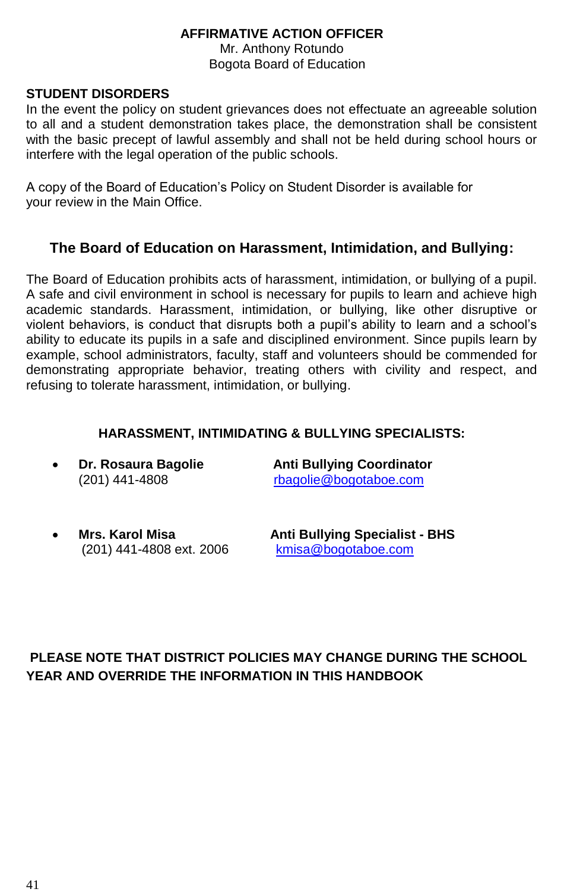**AFFIRMATIVE ACTION OFFICER**
Mr. Anthony Rotundo
Bogota Board of Education

**STUDENT DISORDERS**

In the event the policy on student grievances does not effectuate an agreeable solution to all and a student demonstration takes place, the demonstration shall be consistent with the basic precept of lawful assembly and shall not be held during school hours or interfere with the legal operation of the public schools.

A copy of the Board of Education's Policy on Student Disorder is available for your review in the Main Office.

## The Board of Education on Harassment, Intimidation, and Bullying:

The Board of Education prohibits acts of harassment, intimidation, or bullying of a pupil. A safe and civil environment in school is necessary for pupils to learn and achieve high academic standards. Harassment, intimidation, or bullying, like other disruptive or violent behaviors, is conduct that disrupts both a pupil's ability to learn and a school's ability to educate its pupils in a safe and disciplined environment. Since pupils learn by example, school administrators, faculty, staff and volunteers should be commended for demonstrating appropriate behavior, treating others with civility and respect, and refusing to tolerate harassment, intimidation, or bullying.

**HARASSMENT, INTIMIDATING & BULLYING SPECIALISTS:**

- **Dr. Rosaura Bagolie** — **Anti Bullying Coordinator**
  (201) 441-4808 — rbagolie@bogotaboe.com

- **Mrs. Karol Misa** — **Anti Bullying Specialist - BHS**
  (201) 441-4808 ext. 2006 — kmisa@bogotaboe.com

**PLEASE NOTE THAT DISTRICT POLICIES MAY CHANGE DURING THE SCHOOL YEAR AND OVERRIDE THE INFORMATION IN THIS HANDBOOK**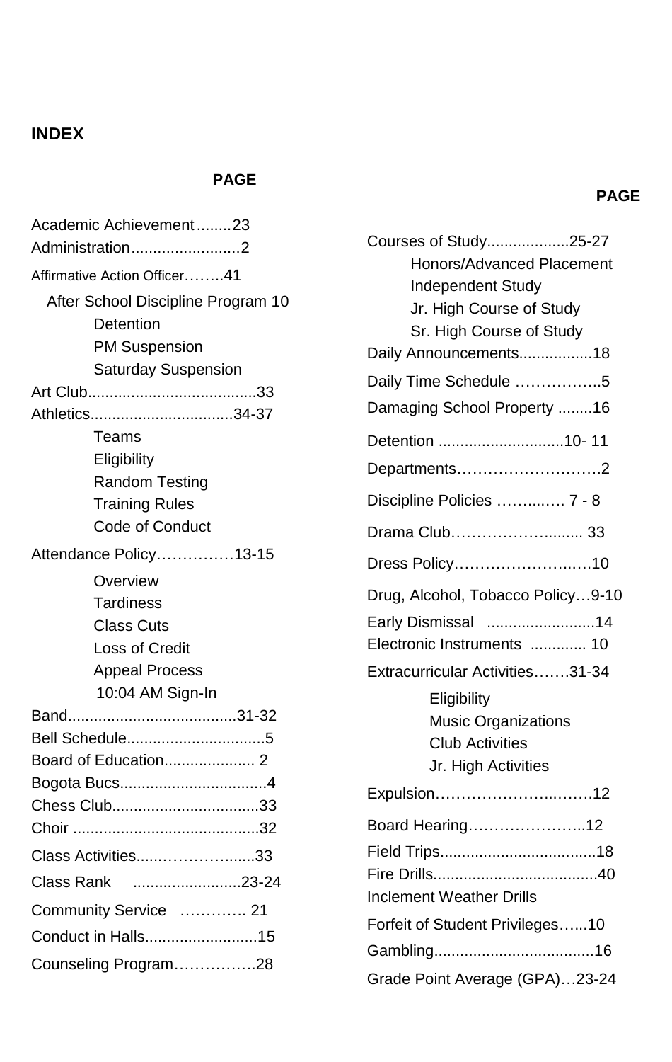## INDEX

**PAGE**

Academic Achievement........23
Administration.........................2
Affirmative Action Officer……..41
After School Discipline Program 10
- Detention
- PM Suspension
- Saturday Suspension

Art Club.......................................33
Athletics.................................34-37
- Teams
- Eligibility
- Random Testing
- Training Rules
- Code of Conduct

Attendance Policy……………13-15
- Overview
- Tardiness
- Class Cuts
- Loss of Credit
- Appeal Process
- 10:04 AM Sign-In

Band.......................................31-32
Bell Schedule................................5
Board of Education..................... 2
Bogota Bucs..................................4
Chess Club..................................33
Choir ...........................................32
Class Activities......………….......33
Class Rank .........................23-24
Community Service …………. 21
Conduct in Halls..........................15
Counseling Program…………….28

**PAGE**

Courses of Study...................25-27
- Honors/Advanced Placement
- Independent Study
- Jr. High Course of Study
- Sr. High Course of Study

Daily Announcements.................18
Daily Time Schedule ……………..5
Damaging School Property ........16
Detention .............................10- 11
Departments……………………….2
Discipline Policies ……...…. 7 - 8
Drama Club…………………........ 33
Dress Policy…………………..….10
Drug, Alcohol, Tobacco Policy…9-10
Early Dismissal .........................14
Electronic Instruments ............. 10
Extracurricular Activities…….31-34
- Eligibility
- Music Organizations
- Club Activities
- Jr. High Activities

Expulsion…………………..…….12
Board Hearing…………………...12
Field Trips....................................18
Fire Drills......................................40
Inclement Weather Drills
Forfeit of Student Privileges…...10
Gambling.....................................16
Grade Point Average (GPA)…23-24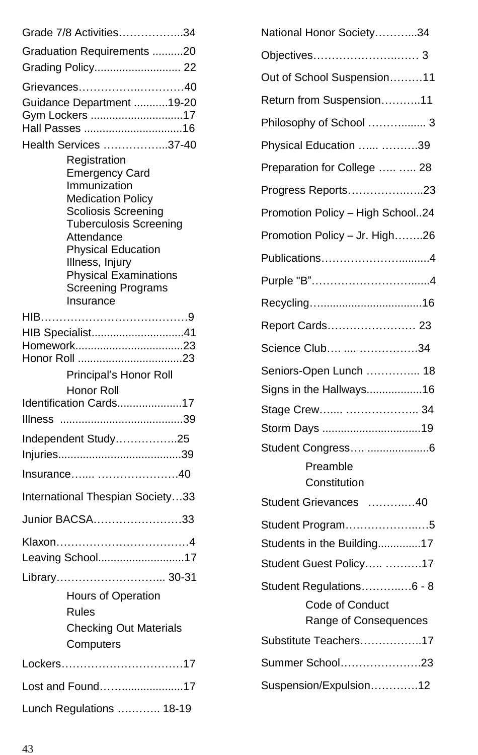Grade 7/8 Activities……………...34

Graduation Requirements ..........20

Grading Policy............................ 22

Grievances…………….…………40

Guidance Department ...........19-20

Gym Lockers ..............................17

Hall Passes ................................16

Health Services ……………...37-40

- Registration
- Emergency Card
- Immunization
- Medication Policy
- Scoliosis Screening
- Tuberculosis Screening
- Attendance
- Physical Education
- Illness, Injury
- Physical Examinations
- Screening Programs
- Insurance

HIB…………………………….……9

HIB Specialist..............................41

Homework...................................23

Honor Roll ..................................23

- Principal's Honor Roll
- Honor Roll

Identification Cards.....................17

Illness ........................................39

Independent Study……………..25

Injuries........................................39

Insurance…..... ………………….40

International Thespian Society…33

Junior BACSA……………………33

Klaxon………………………………4

Leaving School............................17

Library………………………... 30-31

- Hours of Operation
- Rules
- Checking Out Materials
- Computers

Lockers……………………………17

Lost and Found……..................17

Lunch Regulations ………... 18-19

National Honor Society………...34

Objectives…………………..…… 3

Out of School Suspension………11

Return from Suspension………..11

Philosophy of School ………........ 3

Physical Education …... ……….39

Preparation for College ….. ….. 28

Progress Reports……………..…..23

Promotion Policy – High School..24

Promotion Policy – Jr. High……..26

Publications……………………..........4

Purple "B"………………………......4

Recycling…...............................16

Report Cards…………………… 23

Science Club…. .... …………….34

Seniors-Open Lunch …………... 18

Signs in the Hallways..................16

Stage Crew…... ……………….. 34

Storm Days ................................19

Student Congress…. ...................6

- Preamble
- Constitution

Student Grievances …….….40

Student Program……………..…5

Students in the Building..............17

Student Guest Policy….. ……….17

Student Regulations……….….6 - 8

- Code of Conduct
- Range of Consequences

Substitute Teachers……………..17

Summer School………………….23

Suspension/Expulsion………….12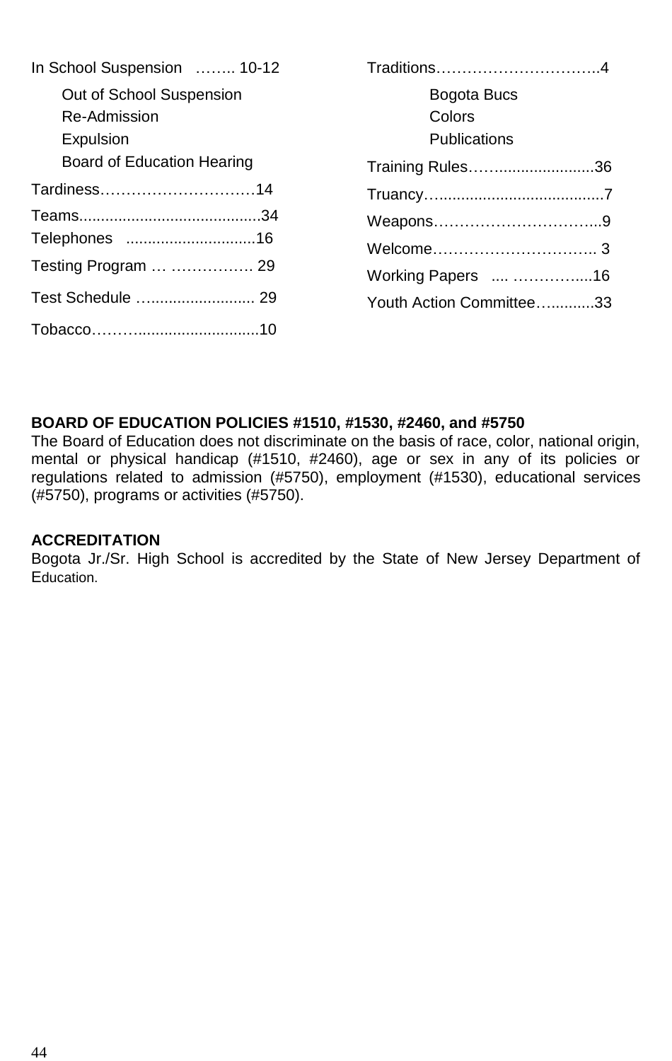In School Suspension …….. 10-12

- Out of School Suspension
- Re-Admission
- Expulsion
- Board of Education Hearing

Tardiness…………………………14

Teams..........................................34

Telephones ..............................16

Testing Program … ……………. 29

Test Schedule …....................... 29

Tobacco………............................10

Traditions…………………………..4

- Bogota Bucs
- Colors
- Publications

Training Rules…….....................36

Truancy…....................................7

Weapons…………………………...9

Welcome………………………….. 3

Working Papers .... …………....16

Youth Action Committee…..........33

**BOARD OF EDUCATION POLICIES #1510, #1530, #2460, and #5750**

The Board of Education does not discriminate on the basis of race, color, national origin, mental or physical handicap (#1510, #2460), age or sex in any of its policies or regulations related to admission (#5750), employment (#1530), educational services (#5750), programs or activities (#5750).

**ACCREDITATION**

Bogota Jr./Sr. High School is accredited by the State of New Jersey Department of Education.